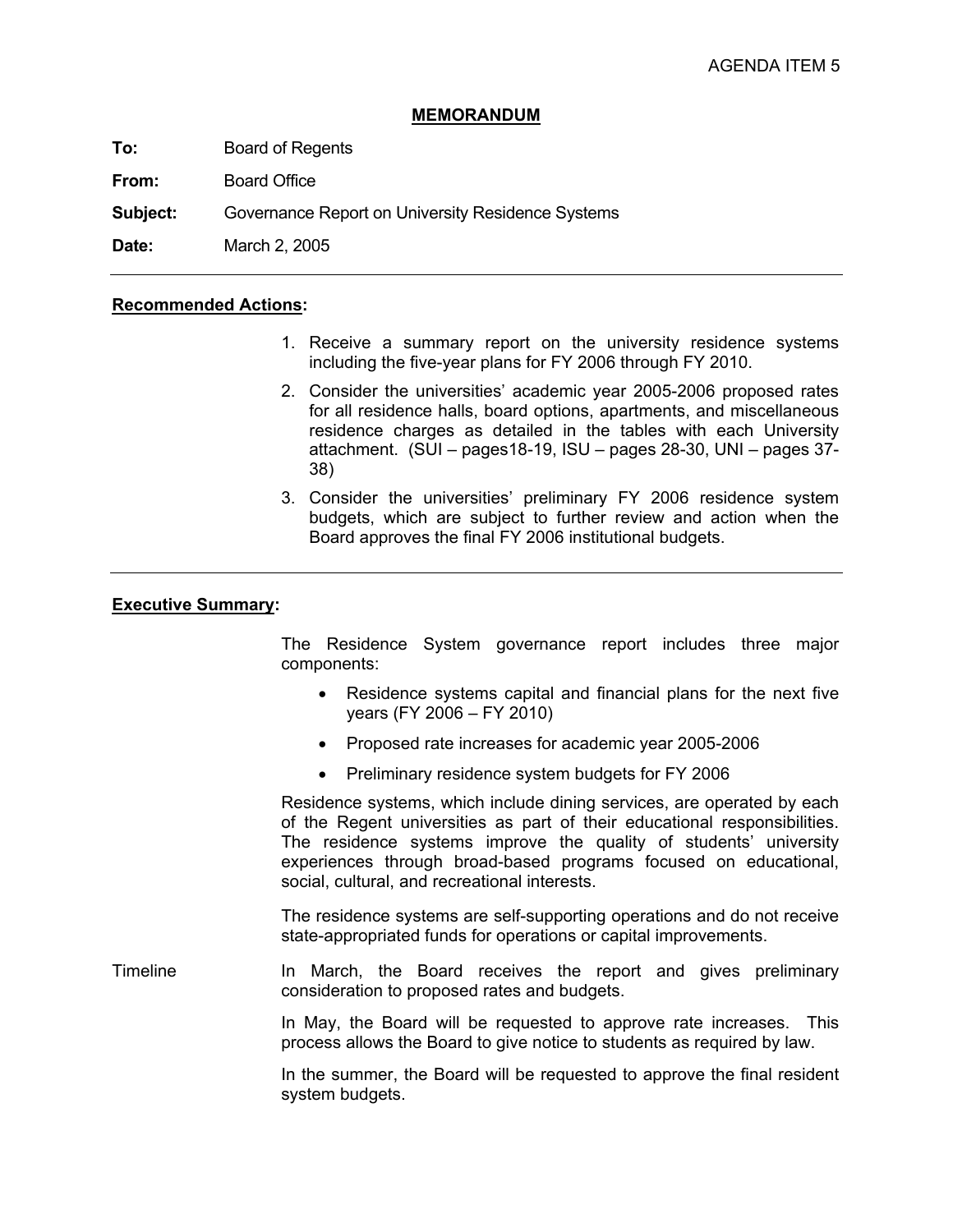AGENDA ITEM 5

## MEMORANDUM

**To:** Board of Regents

**From:** Board Office

**Subject:** Governance Report on University Residence Systems

**Date:** March 2, 2005

---

### Recommended Actions:

1. Receive a summary report on the university residence systems including the five-year plans for FY 2006 through FY 2010.
2. Consider the universities' academic year 2005-2006 proposed rates for all residence halls, board options, apartments, and miscellaneous residence charges as detailed in the tables with each University attachment. (SUI – pages18-19, ISU – pages 28-30, UNI – pages 37-38)
3. Consider the universities' preliminary FY 2006 residence system budgets, which are subject to further review and action when the Board approves the final FY 2006 institutional budgets.

---

### Executive Summary:

The Residence System governance report includes three major components:

- Residence systems capital and financial plans for the next five years (FY 2006 – FY 2010)
- Proposed rate increases for academic year 2005-2006
- Preliminary residence system budgets for FY 2006

Residence systems, which include dining services, are operated by each of the Regent universities as part of their educational responsibilities. The residence systems improve the quality of students' university experiences through broad-based programs focused on educational, social, cultural, and recreational interests.

The residence systems are self-supporting operations and do not receive state-appropriated funds for operations or capital improvements.

**Timeline**

In March, the Board receives the report and gives preliminary consideration to proposed rates and budgets.

In May, the Board will be requested to approve rate increases. This process allows the Board to give notice to students as required by law.

In the summer, the Board will be requested to approve the final resident system budgets.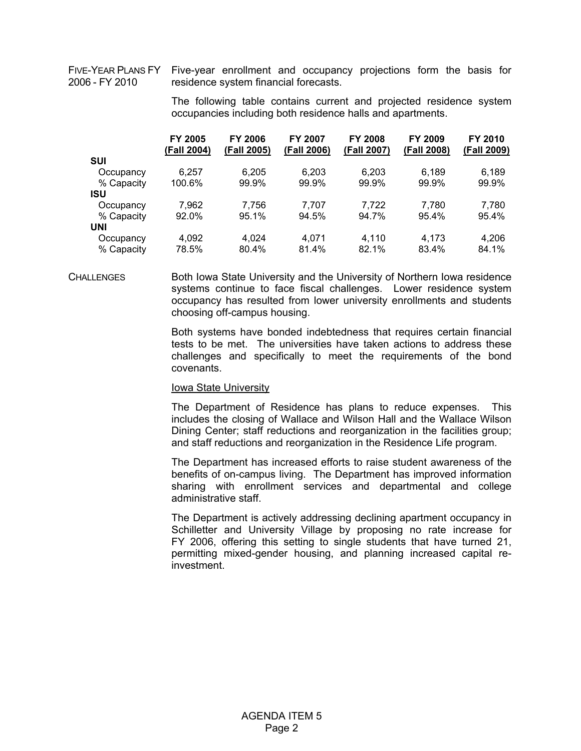**FIVE-YEAR PLANS FY 2006 - FY 2010**

Five-year enrollment and occupancy projections form the basis for residence system financial forecasts.

The following table contains current and projected residence system occupancies including both residence halls and apartments.

| | FY 2005 (Fall 2004) | FY 2006 (Fall 2005) | FY 2007 (Fall 2006) | FY 2008 (Fall 2007) | FY 2009 (Fall 2008) | FY 2010 (Fall 2009) |
|---|---|---|---|---|---|---|
| **SUI** | | | | | | |
| Occupancy | 6,257 | 6,205 | 6,203 | 6,203 | 6,189 | 6,189 |
| % Capacity | 100.6% | 99.9% | 99.9% | 99.9% | 99.9% | 99.9% |
| **ISU** | | | | | | |
| Occupancy | 7,962 | 7,756 | 7,707 | 7,722 | 7,780 | 7,780 |
| % Capacity | 92.0% | 95.1% | 94.5% | 94.7% | 95.4% | 95.4% |
| **UNI** | | | | | | |
| Occupancy | 4,092 | 4,024 | 4,071 | 4,110 | 4,173 | 4,206 |
| % Capacity | 78.5% | 80.4% | 81.4% | 82.1% | 83.4% | 84.1% |

**CHALLENGES**

Both Iowa State University and the University of Northern Iowa residence systems continue to face fiscal challenges. Lower residence system occupancy has resulted from lower university enrollments and students choosing off-campus housing.

Both systems have bonded indebtedness that requires certain financial tests to be met. The universities have taken actions to address these challenges and specifically to meet the requirements of the bond covenants.

Iowa State University

The Department of Residence has plans to reduce expenses. This includes the closing of Wallace and Wilson Hall and the Wallace Wilson Dining Center; staff reductions and reorganization in the facilities group; and staff reductions and reorganization in the Residence Life program.

The Department has increased efforts to raise student awareness of the benefits of on-campus living. The Department has improved information sharing with enrollment services and departmental and college administrative staff.

The Department is actively addressing declining apartment occupancy in Schilletter and University Village by proposing no rate increase for FY 2006, offering this setting to single students that have turned 21, permitting mixed-gender housing, and planning increased capital re-investment.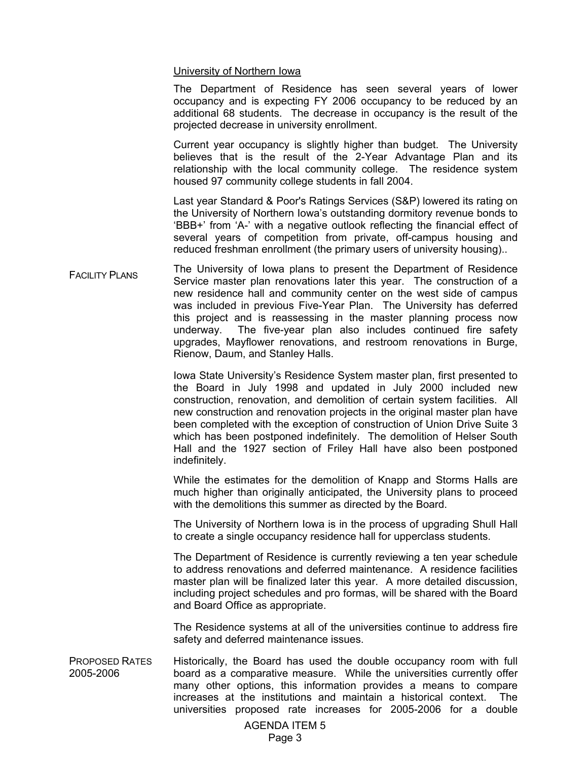University of Northern Iowa

The Department of Residence has seen several years of lower occupancy and is expecting FY 2006 occupancy to be reduced by an additional 68 students. The decrease in occupancy is the result of the projected decrease in university enrollment.

Current year occupancy is slightly higher than budget. The University believes that is the result of the 2-Year Advantage Plan and its relationship with the local community college. The residence system housed 97 community college students in fall 2004.

Last year Standard & Poor's Ratings Services (S&P) lowered its rating on the University of Northern Iowa's outstanding dormitory revenue bonds to 'BBB+' from 'A-' with a negative outlook reflecting the financial effect of several years of competition from private, off-campus housing and reduced freshman enrollment (the primary users of university housing)..

FACILITY PLANS

The University of Iowa plans to present the Department of Residence Service master plan renovations later this year. The construction of a new residence hall and community center on the west side of campus was included in previous Five-Year Plan. The University has deferred this project and is reassessing in the master planning process now underway. The five-year plan also includes continued fire safety upgrades, Mayflower renovations, and restroom renovations in Burge, Rienow, Daum, and Stanley Halls.

Iowa State University's Residence System master plan, first presented to the Board in July 1998 and updated in July 2000 included new construction, renovation, and demolition of certain system facilities. All new construction and renovation projects in the original master plan have been completed with the exception of construction of Union Drive Suite 3 which has been postponed indefinitely. The demolition of Helser South Hall and the 1927 section of Friley Hall have also been postponed indefinitely.

While the estimates for the demolition of Knapp and Storms Halls are much higher than originally anticipated, the University plans to proceed with the demolitions this summer as directed by the Board.

The University of Northern Iowa is in the process of upgrading Shull Hall to create a single occupancy residence hall for upperclass students.

The Department of Residence is currently reviewing a ten year schedule to address renovations and deferred maintenance. A residence facilities master plan will be finalized later this year. A more detailed discussion, including project schedules and pro formas, will be shared with the Board and Board Office as appropriate.

The Residence systems at all of the universities continue to address fire safety and deferred maintenance issues.

PROPOSED RATES 2005-2006

Historically, the Board has used the double occupancy room with full board as a comparative measure. While the universities currently offer many other options, this information provides a means to compare increases at the institutions and maintain a historical context. The universities proposed rate increases for 2005-2006 for a double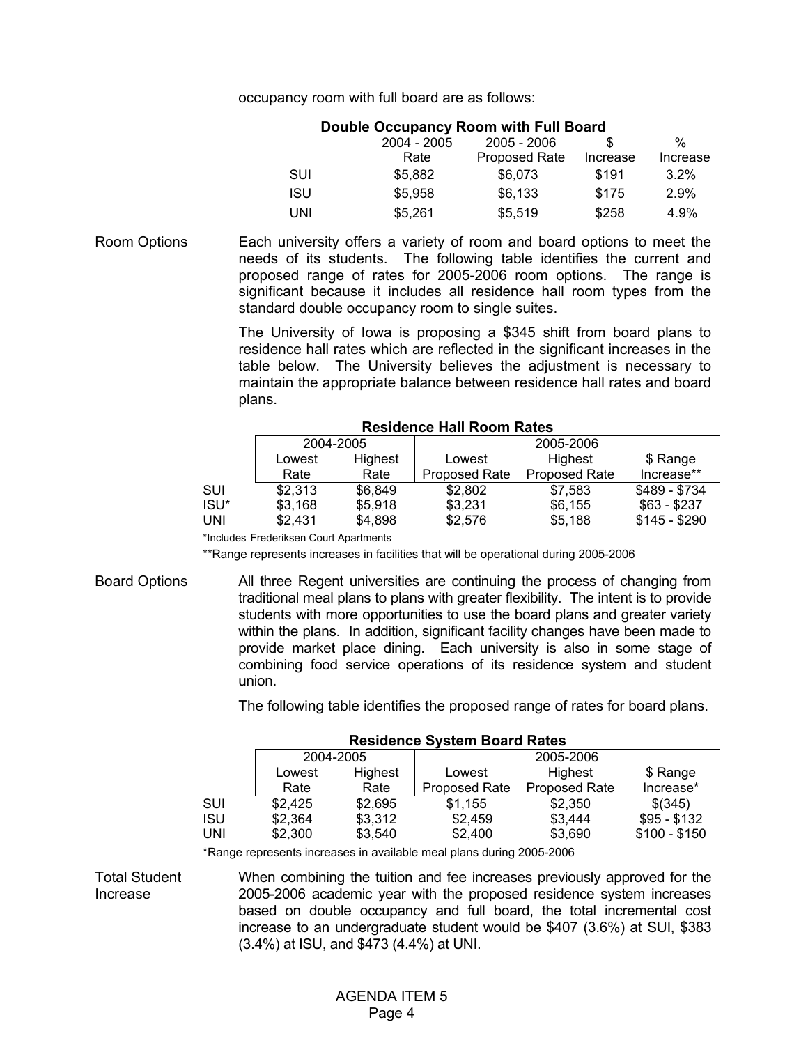occupancy room with full board are as follows:

**Double Occupancy Room with Full Board**

| | 2004 - 2005 Rate | 2005 - 2006 Proposed Rate | $ Increase | % Increase |
|---|---|---|---|---|
| SUI | $5,882 | $6,073 | $191 | 3.2% |
| ISU | $5,958 | $6,133 | $175 | 2.9% |
| UNI | $5,261 | $5,519 | $258 | 4.9% |

Room Options

Each university offers a variety of room and board options to meet the needs of its students. The following table identifies the current and proposed range of rates for 2005-2006 room options. The range is significant because it includes all residence hall room types from the standard double occupancy room to single suites.

The University of Iowa is proposing a $345 shift from board plans to residence hall rates which are reflected in the significant increases in the table below. The University believes the adjustment is necessary to maintain the appropriate balance between residence hall rates and board plans.

**Residence Hall Room Rates**

| | 2004-2005 | | 2005-2006 | | |
|---|---|---|---|---|---|
| | Lowest Rate | Highest Rate | Lowest Proposed Rate | Highest Proposed Rate | $ Range Increase** |
| SUI | $2,313 | $6,849 | $2,802 | $7,583 | $489 - $734 |
| ISU* | $3,168 | $5,918 | $3,231 | $6,155 | $63 - $237 |
| UNI | $2,431 | $4,898 | $2,576 | $5,188 | $145 - $290 |

*Includes Frederiksen Court Apartments

**Range represents increases in facilities that will be operational during 2005-2006

Board Options

All three Regent universities are continuing the process of changing from traditional meal plans to plans with greater flexibility. The intent is to provide students with more opportunities to use the board plans and greater variety within the plans. In addition, significant facility changes have been made to provide market place dining. Each university is also in some stage of combining food service operations of its residence system and student union.

The following table identifies the proposed range of rates for board plans.

**Residence System Board Rates**

| | 2004-2005 | | 2005-2006 | | |
|---|---|---|---|---|---|
| | Lowest Rate | Highest Rate | Lowest Proposed Rate | Highest Proposed Rate | $ Range Increase* |
| SUI | $2,425 | $2,695 | $1,155 | $2,350 | $(345) |
| ISU | $2,364 | $3,312 | $2,459 | $3,444 | $95 - $132 |
| UNI | $2,300 | $3,540 | $2,400 | $3,690 | $100 - $150 |

*Range represents increases in available meal plans during 2005-2006

Total Student Increase

When combining the tuition and fee increases previously approved for the 2005-2006 academic year with the proposed residence system increases based on double occupancy and full board, the total incremental cost increase to an undergraduate student would be $407 (3.6%) at SUI, $383 (3.4%) at ISU, and $473 (4.4%) at UNI.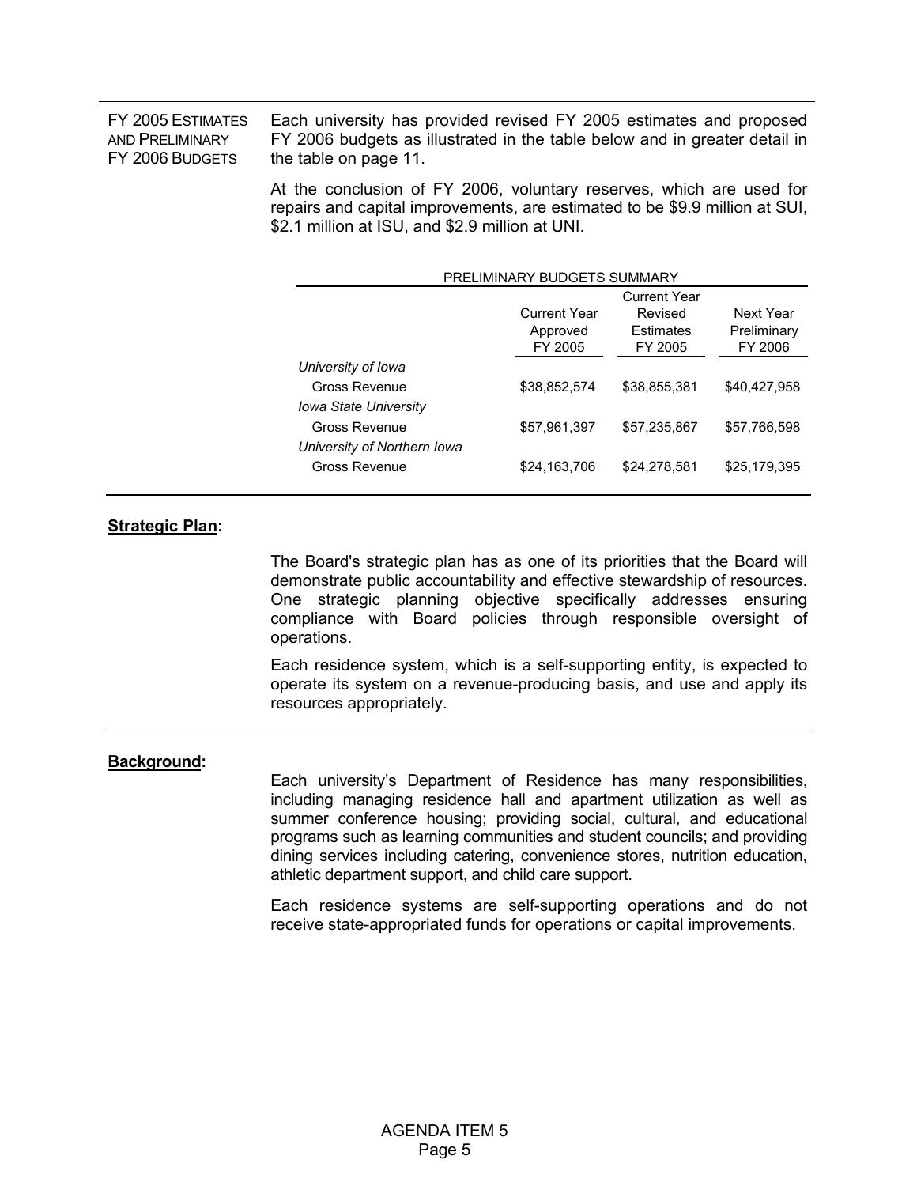**FY 2005 ESTIMATES AND PRELIMINARY FY 2006 BUDGETS**

Each university has provided revised FY 2005 estimates and proposed FY 2006 budgets as illustrated in the table below and in greater detail in the table on page 11.

At the conclusion of FY 2006, voluntary reserves, which are used for repairs and capital improvements, are estimated to be $9.9 million at SUI, $2.1 million at ISU, and $2.9 million at UNI.

PRELIMINARY BUDGETS SUMMARY

| | Current Year Approved FY 2005 | Current Year Revised Estimates FY 2005 | Next Year Preliminary FY 2006 |
|---|---|---|---|
| *University of Iowa* | | | |
| Gross Revenue | $38,852,574 | $38,855,381 | $40,427,958 |
| *Iowa State University* | | | |
| Gross Revenue | $57,961,397 | $57,235,867 | $57,766,598 |
| *University of Northern Iowa* | | | |
| Gross Revenue | $24,163,706 | $24,278,581 | $25,179,395 |

**Strategic Plan:**

The Board's strategic plan has as one of its priorities that the Board will demonstrate public accountability and effective stewardship of resources. One strategic planning objective specifically addresses ensuring compliance with Board policies through responsible oversight of operations.

Each residence system, which is a self-supporting entity, is expected to operate its system on a revenue-producing basis, and use and apply its resources appropriately.

**Background:**

Each university's Department of Residence has many responsibilities, including managing residence hall and apartment utilization as well as summer conference housing; providing social, cultural, and educational programs such as learning communities and student councils; and providing dining services including catering, convenience stores, nutrition education, athletic department support, and child care support.

Each residence systems are self-supporting operations and do not receive state-appropriated funds for operations or capital improvements.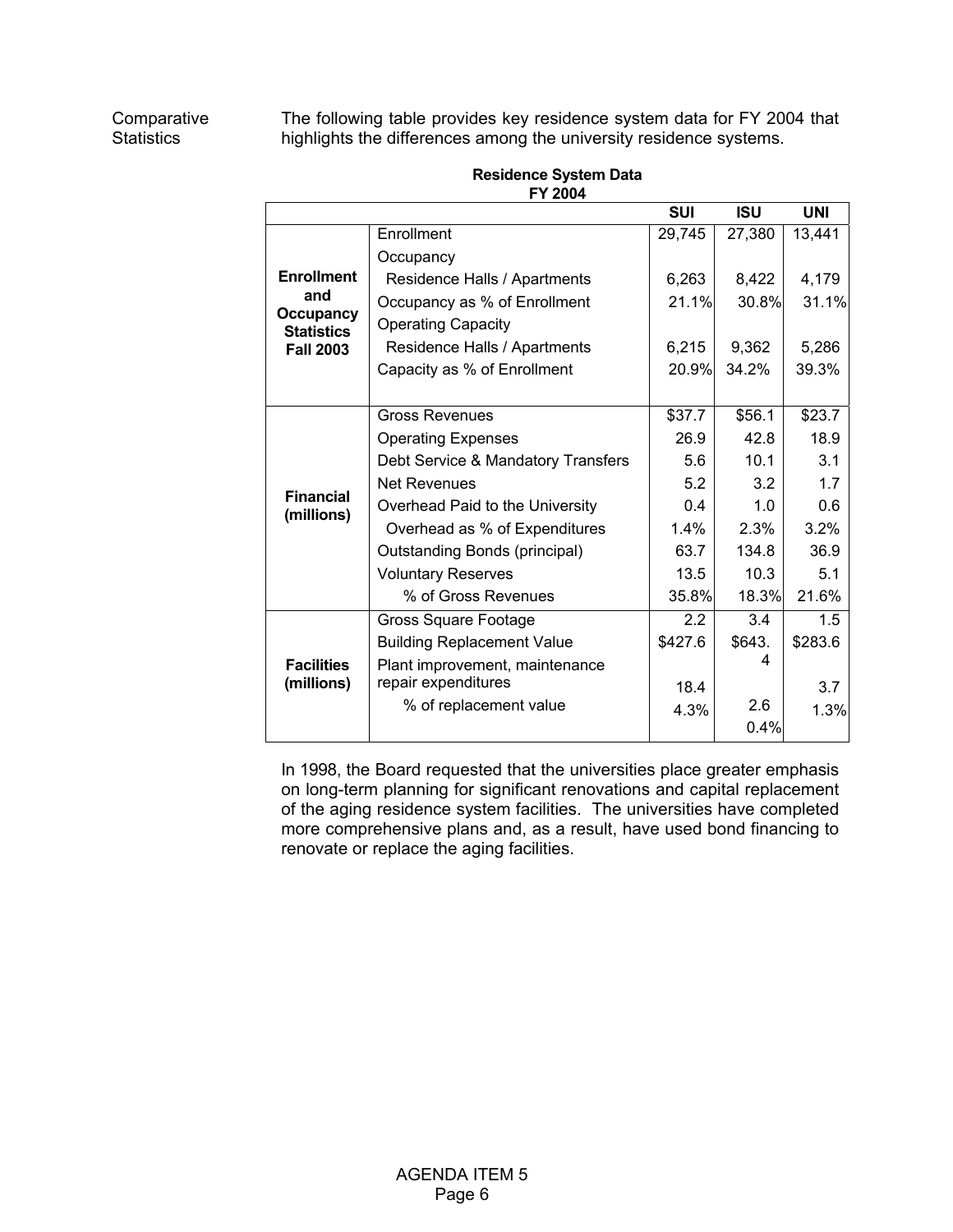Comparative Statistics

The following table provides key residence system data for FY 2004 that highlights the differences among the university residence systems.

**Residence System Data**
**FY 2004**

| | | SUI | ISU | UNI |
|---|---|---|---|---|
| **Enrollment and Occupancy Statistics Fall 2003** | Enrollment | 29,745 | 27,380 | 13,441 |
| | Occupancy | | | |
| | Residence Halls / Apartments | 6,263 | 8,422 | 4,179 |
| | Occupancy as % of Enrollment | 21.1% | 30.8% | 31.1% |
| | Operating Capacity | | | |
| | Residence Halls / Apartments | 6,215 | 9,362 | 5,286 |
| | Capacity as % of Enrollment | 20.9% | 34.2% | 39.3% |
| **Financial (millions)** | Gross Revenues | $37.7 | $56.1 | $23.7 |
| | Operating Expenses | 26.9 | 42.8 | 18.9 |
| | Debt Service & Mandatory Transfers | 5.6 | 10.1 | 3.1 |
| | Net Revenues | 5.2 | 3.2 | 1.7 |
| | Overhead Paid to the University | 0.4 | 1.0 | 0.6 |
| | Overhead as % of Expenditures | 1.4% | 2.3% | 3.2% |
| | Outstanding Bonds (principal) | 63.7 | 134.8 | 36.9 |
| | Voluntary Reserves | 13.5 | 10.3 | 5.1 |
| | % of Gross Revenues | 35.8% | 18.3% | 21.6% |
| **Facilities (millions)** | Gross Square Footage | 2.2 | 3.4 | 1.5 |
| | Building Replacement Value | $427.6 | $643.4 | $283.6 |
| | Plant improvement, maintenance repair expenditures | 18.4 | 2.6 | 3.7 |
| | % of replacement value | 4.3% | 0.4% | 1.3% |

In 1998, the Board requested that the universities place greater emphasis on long-term planning for significant renovations and capital replacement of the aging residence system facilities. The universities have completed more comprehensive plans and, as a result, have used bond financing to renovate or replace the aging facilities.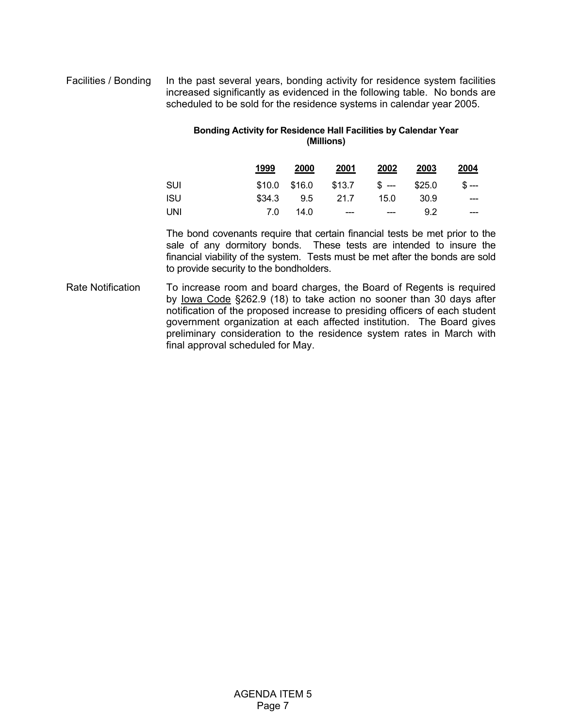Facilities / Bonding

In the past several years, bonding activity for residence system facilities increased significantly as evidenced in the following table. No bonds are scheduled to be sold for the residence systems in calendar year 2005.

**Bonding Activity for Residence Hall Facilities by Calendar Year (Millions)**

| | 1999 | 2000 | 2001 | 2002 | 2003 | 2004 |
|---|---|---|---|---|---|---|
| SUI | \$10.0 | \$16.0 | \$13.7 | \$ --- | \$25.0 | \$ --- |
| ISU | \$34.3 | 9.5 | 21.7 | 15.0 | 30.9 | --- |
| UNI | 7.0 | 14.0 | --- | --- | 9.2 | --- |

The bond covenants require that certain financial tests be met prior to the sale of any dormitory bonds. These tests are intended to insure the financial viability of the system. Tests must be met after the bonds are sold to provide security to the bondholders.

Rate Notification

To increase room and board charges, the Board of Regents is required by Iowa Code §262.9 (18) to take action no sooner than 30 days after notification of the proposed increase to presiding officers of each student government organization at each affected institution. The Board gives preliminary consideration to the residence system rates in March with final approval scheduled for May.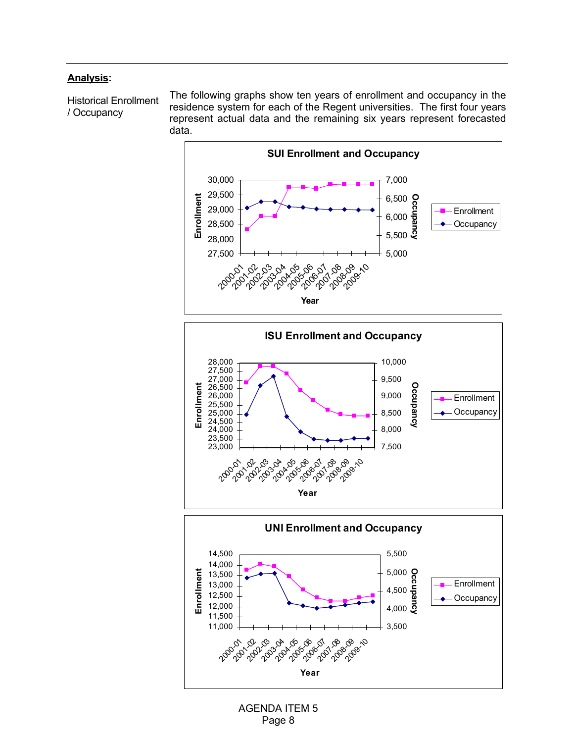**Analysis:**

Historical Enrollment / Occupancy

The following graphs show ten years of enrollment and occupancy in the residence system for each of the Regent universities. The first four years represent actual data and the remaining six years represent forecasted data.

**SUI Enrollment and Occupancy**

**ISU Enrollment and Occupancy**

**UNI Enrollment and Occupancy**

AGENDA ITEM 5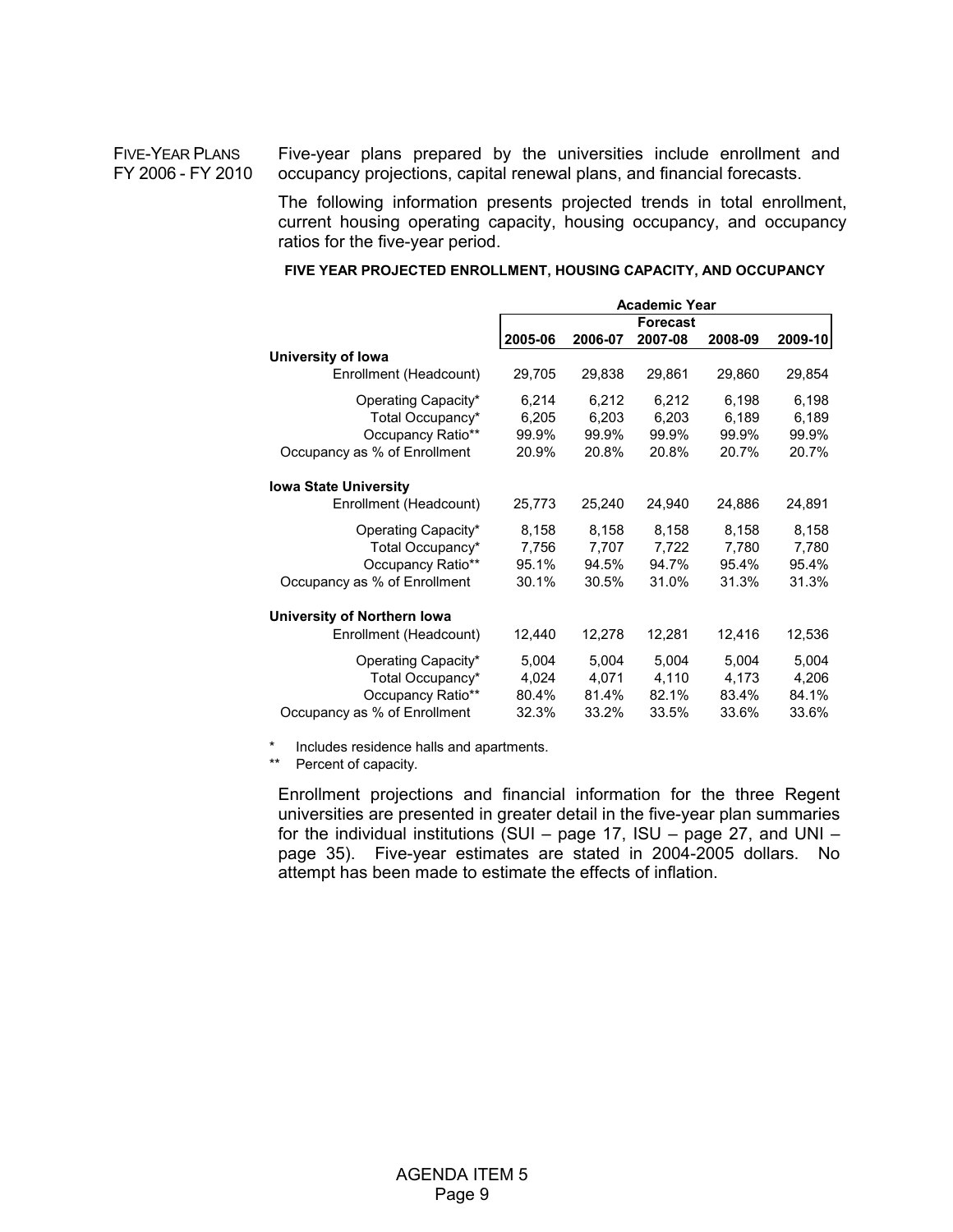FIVE-YEAR PLANS FY 2006 - FY 2010

Five-year plans prepared by the universities include enrollment and occupancy projections, capital renewal plans, and financial forecasts.

The following information presents projected trends in total enrollment, current housing operating capacity, housing occupancy, and occupancy ratios for the five-year period.

**FIVE YEAR PROJECTED ENROLLMENT, HOUSING CAPACITY, AND OCCUPANCY**

| | Academic Year | | | | |
|---|---|---|---|---|---|
| | | Forecast | | | |
| | **2005-06** | **2006-07** | **2007-08** | **2008-09** | **2009-10** |
| **University of Iowa** | | | | | |
| Enrollment (Headcount) | 29,705 | 29,838 | 29,861 | 29,860 | 29,854 |
| Operating Capacity* | 6,214 | 6,212 | 6,212 | 6,198 | 6,198 |
| Total Occupancy* | 6,205 | 6,203 | 6,203 | 6,189 | 6,189 |
| Occupancy Ratio** | 99.9% | 99.9% | 99.9% | 99.9% | 99.9% |
| Occupancy as % of Enrollment | 20.9% | 20.8% | 20.8% | 20.7% | 20.7% |
| **Iowa State University** | | | | | |
| Enrollment (Headcount) | 25,773 | 25,240 | 24,940 | 24,886 | 24,891 |
| Operating Capacity* | 8,158 | 8,158 | 8,158 | 8,158 | 8,158 |
| Total Occupancy* | 7,756 | 7,707 | 7,722 | 7,780 | 7,780 |
| Occupancy Ratio** | 95.1% | 94.5% | 94.7% | 95.4% | 95.4% |
| Occupancy as % of Enrollment | 30.1% | 30.5% | 31.0% | 31.3% | 31.3% |
| **University of Northern Iowa** | | | | | |
| Enrollment (Headcount) | 12,440 | 12,278 | 12,281 | 12,416 | 12,536 |
| Operating Capacity* | 5,004 | 5,004 | 5,004 | 5,004 | 5,004 |
| Total Occupancy* | 4,024 | 4,071 | 4,110 | 4,173 | 4,206 |
| Occupancy Ratio** | 80.4% | 81.4% | 82.1% | 83.4% | 84.1% |
| Occupancy as % of Enrollment | 32.3% | 33.2% | 33.5% | 33.6% | 33.6% |

\* Includes residence halls and apartments.

\** Percent of capacity.

Enrollment projections and financial information for the three Regent universities are presented in greater detail in the five-year plan summaries for the individual institutions (SUI – page 17, ISU – page 27, and UNI – page 35). Five-year estimates are stated in 2004-2005 dollars. No attempt has been made to estimate the effects of inflation.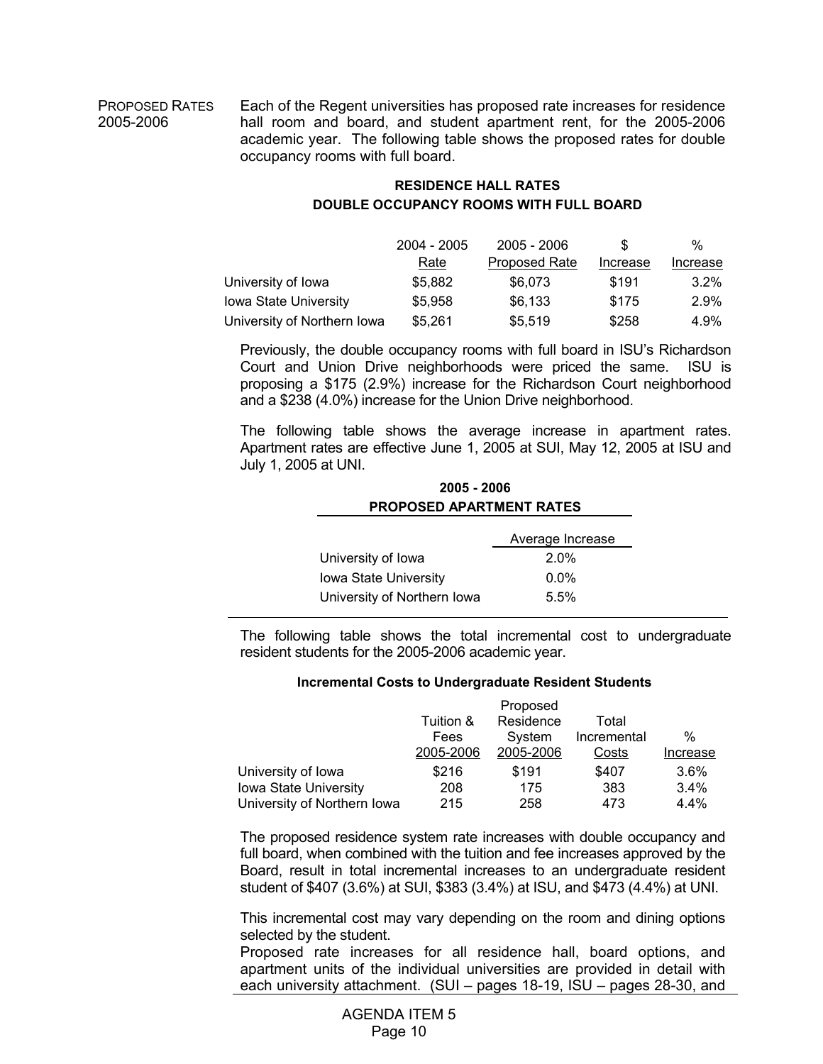PROPOSED RATES 2005-2006

Each of the Regent universities has proposed rate increases for residence hall room and board, and student apartment rent, for the 2005-2006 academic year. The following table shows the proposed rates for double occupancy rooms with full board.

**RESIDENCE HALL RATES**
**DOUBLE OCCUPANCY ROOMS WITH FULL BOARD**

| | 2004 - 2005 Rate | 2005 - 2006 Proposed Rate | $ Increase | % Increase |
|---|---|---|---|---|
| University of Iowa | $5,882 | $6,073 | $191 | 3.2% |
| Iowa State University | $5,958 | $6,133 | $175 | 2.9% |
| University of Northern Iowa | $5,261 | $5,519 | $258 | 4.9% |

Previously, the double occupancy rooms with full board in ISU's Richardson Court and Union Drive neighborhoods were priced the same. ISU is proposing a $175 (2.9%) increase for the Richardson Court neighborhood and a $238 (4.0%) increase for the Union Drive neighborhood.

The following table shows the average increase in apartment rates. Apartment rates are effective June 1, 2005 at SUI, May 12, 2005 at ISU and July 1, 2005 at UNI.

**2005 - 2006**
**PROPOSED APARTMENT RATES**

| | Average Increase |
|---|---|
| University of Iowa | 2.0% |
| Iowa State University | 0.0% |
| University of Northern Iowa | 5.5% |

The following table shows the total incremental cost to undergraduate resident students for the 2005-2006 academic year.

**Incremental Costs to Undergraduate Resident Students**

| | Tuition & Fees 2005-2006 | Proposed Residence System 2005-2006 | Total Incremental Costs | % Increase |
|---|---|---|---|---|
| University of Iowa | $216 | $191 | $407 | 3.6% |
| Iowa State University | 208 | 175 | 383 | 3.4% |
| University of Northern Iowa | 215 | 258 | 473 | 4.4% |

The proposed residence system rate increases with double occupancy and full board, when combined with the tuition and fee increases approved by the Board, result in total incremental increases to an undergraduate resident student of $407 (3.6%) at SUI, $383 (3.4%) at ISU, and $473 (4.4%) at UNI.

This incremental cost may vary depending on the room and dining options selected by the student.

Proposed rate increases for all residence hall, board options, and apartment units of the individual universities are provided in detail with each university attachment. (SUI – pages 18-19, ISU – pages 28-30, and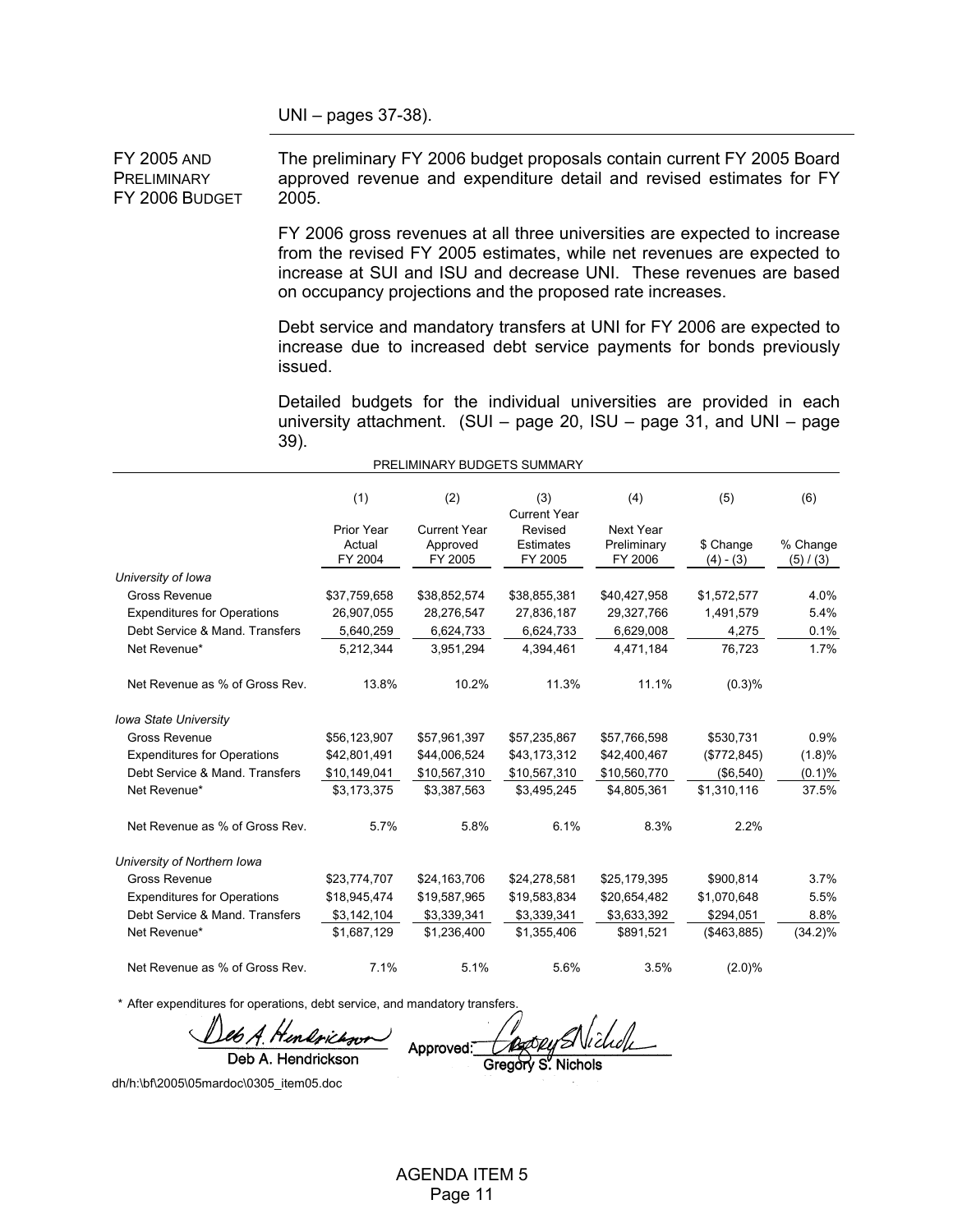UNI – pages 37-38).

---

**FY 2005 AND PRELIMINARY FY 2006 BUDGET**

The preliminary FY 2006 budget proposals contain current FY 2005 Board approved revenue and expenditure detail and revised estimates for FY 2005.

FY 2006 gross revenues at all three universities are expected to increase from the revised FY 2005 estimates, while net revenues are expected to increase at SUI and ISU and decrease UNI. These revenues are based on occupancy projections and the proposed rate increases.

Debt service and mandatory transfers at UNI for FY 2006 are expected to increase due to increased debt service payments for bonds previously issued.

Detailed budgets for the individual universities are provided in each university attachment. (SUI – page 20, ISU – page 31, and UNI – page 39).

PRELIMINARY BUDGETS SUMMARY

| | (1) Prior Year Actual FY 2004 | (2) Current Year Approved FY 2005 | (3) Current Year Revised Estimates FY 2005 | (4) Next Year Preliminary FY 2006 | (5) $ Change (4) - (3) | (6) % Change (5) / (3) |
|---|---|---|---|---|---|---|
| *University of Iowa* | | | | | | |
| Gross Revenue | $37,759,658 | $38,852,574 | $38,855,381 | $40,427,958 | $1,572,577 | 4.0% |
| Expenditures for Operations | 26,907,055 | 28,276,547 | 27,836,187 | 29,327,766 | 1,491,579 | 5.4% |
| Debt Service & Mand. Transfers | 5,640,259 | 6,624,733 | 6,624,733 | 6,629,008 | 4,275 | 0.1% |
| Net Revenue* | 5,212,344 | 3,951,294 | 4,394,461 | 4,471,184 | 76,723 | 1.7% |
| Net Revenue as % of Gross Rev. | 13.8% | 10.2% | 11.3% | 11.1% | (0.3)% | |
| *Iowa State University* | | | | | | |
| Gross Revenue | $56,123,907 | $57,961,397 | $57,235,867 | $57,766,598 | $530,731 | 0.9% |
| Expenditures for Operations | $42,801,491 | $44,006,524 | $43,173,312 | $42,400,467 | ($772,845) | (1.8)% |
| Debt Service & Mand. Transfers | $10,149,041 | $10,567,310 | $10,567,310 | $10,560,770 | ($6,540) | (0.1)% |
| Net Revenue* | $3,173,375 | $3,387,563 | $3,495,245 | $4,805,361 | $1,310,116 | 37.5% |
| Net Revenue as % of Gross Rev. | 5.7% | 5.8% | 6.1% | 8.3% | 2.2% | |
| *University of Northern Iowa* | | | | | | |
| Gross Revenue | $23,774,707 | $24,163,706 | $24,278,581 | $25,179,395 | $900,814 | 3.7% |
| Expenditures for Operations | $18,945,474 | $19,587,965 | $19,583,834 | $20,654,482 | $1,070,648 | 5.5% |
| Debt Service & Mand. Transfers | $3,142,104 | $3,339,341 | $3,339,341 | $3,633,392 | $294,051 | 8.8% |
| Net Revenue* | $1,687,129 | $1,236,400 | $1,355,406 | $891,521 | ($463,885) | (34.2)% |
| Net Revenue as % of Gross Rev. | 7.1% | 5.1% | 5.6% | 3.5% | (2.0)% | |

\* After expenditures for operations, debt service, and mandatory transfers.

Deb A. Hendrickson

Approved: Gregory S. Nichols

dh/h:\bf\2005\05mardoc\0305_item05.doc

AGENDA ITEM 5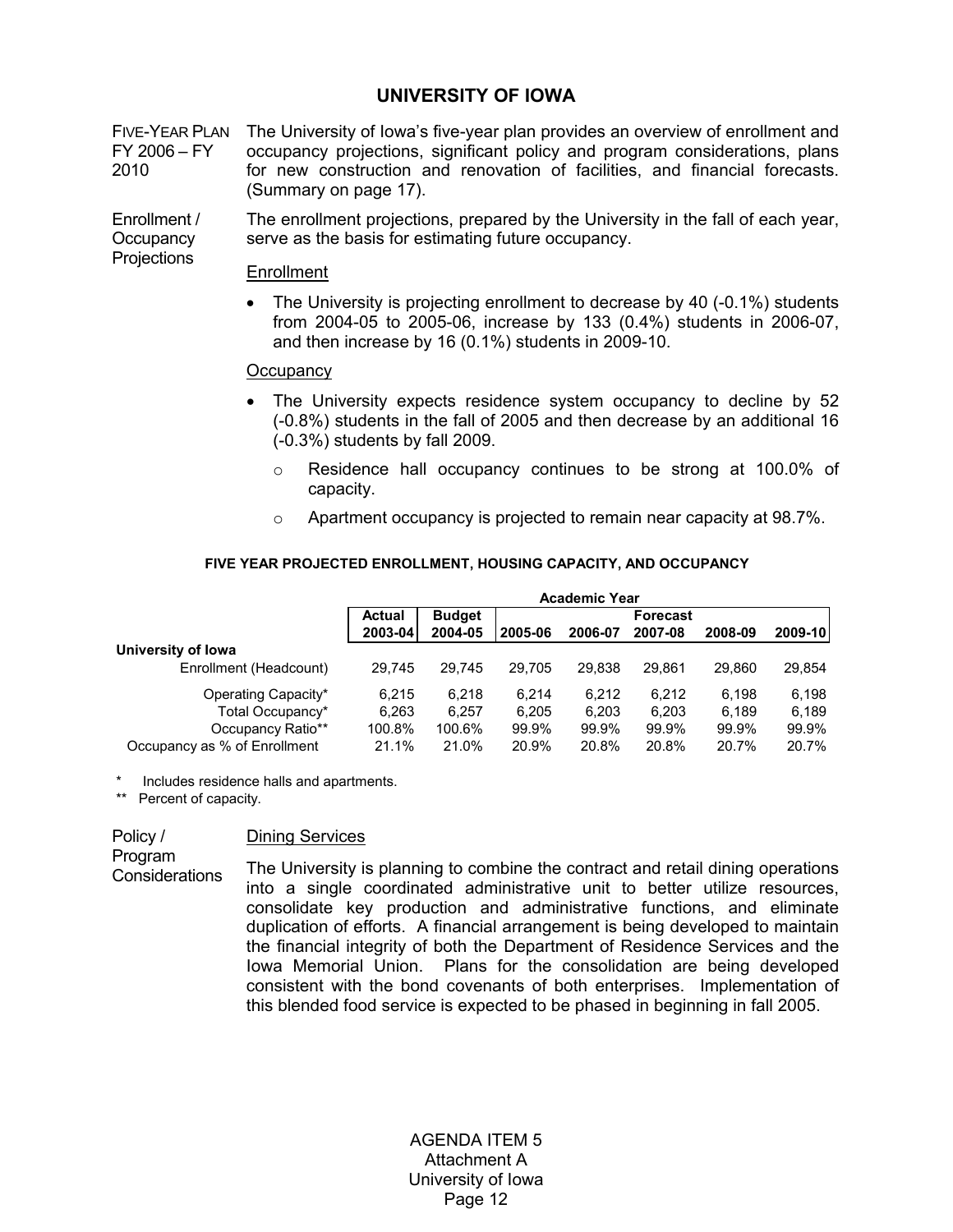## UNIVERSITY OF IOWA

FIVE-YEAR PLAN FY 2006 – FY 2010

The University of Iowa's five-year plan provides an overview of enrollment and occupancy projections, significant policy and program considerations, plans for new construction and renovation of facilities, and financial forecasts. (Summary on page 17).

Enrollment / Occupancy Projections

The enrollment projections, prepared by the University in the fall of each year, serve as the basis for estimating future occupancy.

Enrollment

- The University is projecting enrollment to decrease by 40 (-0.1%) students from 2004-05 to 2005-06, increase by 133 (0.4%) students in 2006-07, and then increase by 16 (0.1%) students in 2009-10.

Occupancy

- The University expects residence system occupancy to decline by 52 (-0.8%) students in the fall of 2005 and then decrease by an additional 16 (-0.3%) students by fall 2009.
  - Residence hall occupancy continues to be strong at 100.0% of capacity.
  - Apartment occupancy is projected to remain near capacity at 98.7%.

**FIVE YEAR PROJECTED ENROLLMENT, HOUSING CAPACITY, AND OCCUPANCY**

| | Academic Year | | | | | | |
|---|---|---|---|---|---|---|---|
| | Actual | Budget | Forecast | | | | |
| | 2003-04 | 2004-05 | 2005-06 | 2006-07 | 2007-08 | 2008-09 | 2009-10 |
| **University of Iowa** | | | | | | | |
| Enrollment (Headcount) | 29,745 | 29,745 | 29,705 | 29,838 | 29,861 | 29,860 | 29,854 |
| Operating Capacity* | 6,215 | 6,218 | 6,214 | 6,212 | 6,212 | 6,198 | 6,198 |
| Total Occupancy* | 6,263 | 6,257 | 6,205 | 6,203 | 6,203 | 6,189 | 6,189 |
| Occupancy Ratio** | 100.8% | 100.6% | 99.9% | 99.9% | 99.9% | 99.9% | 99.9% |
| Occupancy as % of Enrollment | 21.1% | 21.0% | 20.9% | 20.8% | 20.8% | 20.7% | 20.7% |

\* Includes residence halls and apartments.

\*\* Percent of capacity.

Policy / Program Considerations

Dining Services

The University is planning to combine the contract and retail dining operations into a single coordinated administrative unit to better utilize resources, consolidate key production and administrative functions, and eliminate duplication of efforts. A financial arrangement is being developed to maintain the financial integrity of both the Department of Residence Services and the Iowa Memorial Union. Plans for the consolidation are being developed consistent with the bond covenants of both enterprises. Implementation of this blended food service is expected to be phased in beginning in fall 2005.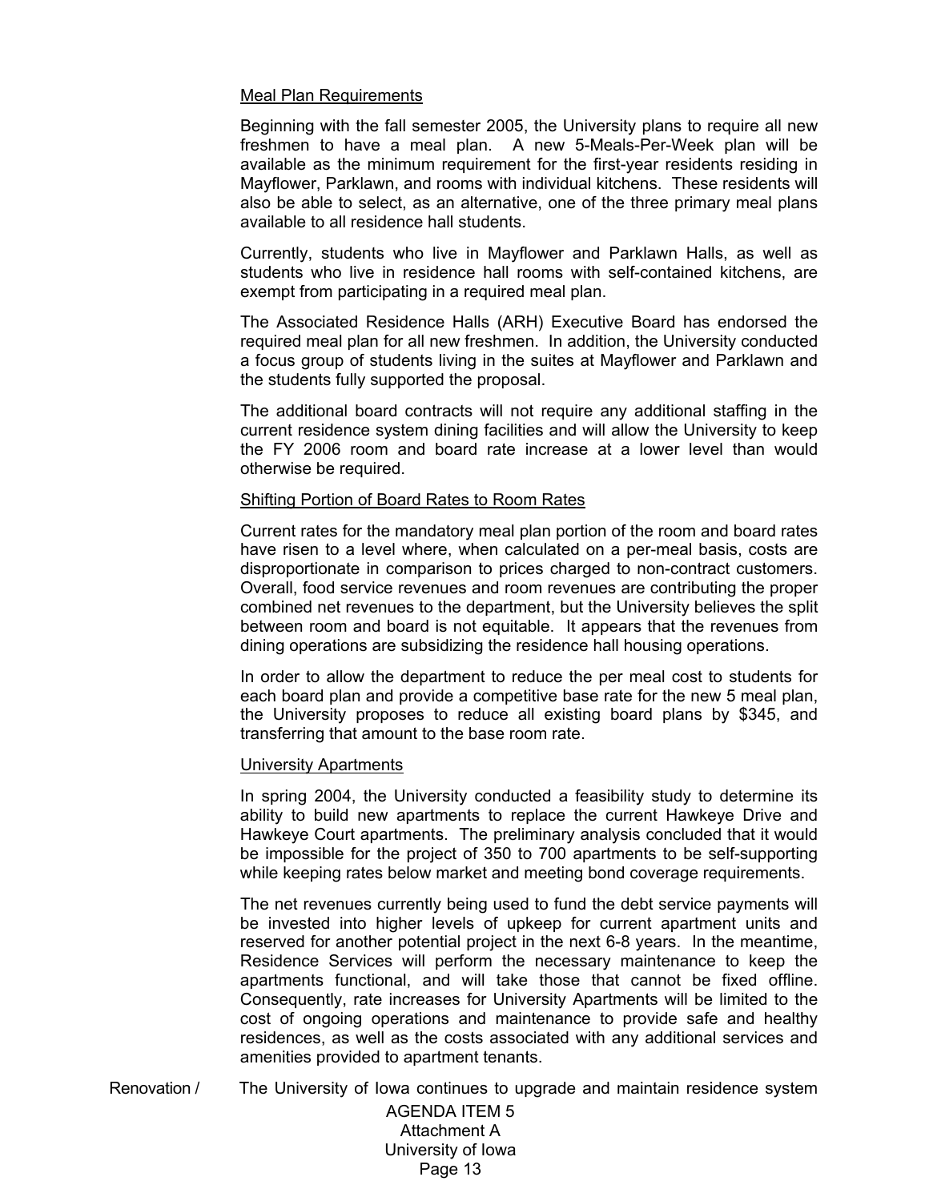Meal Plan Requirements

Beginning with the fall semester 2005, the University plans to require all new freshmen to have a meal plan. A new 5-Meals-Per-Week plan will be available as the minimum requirement for the first-year residents residing in Mayflower, Parklawn, and rooms with individual kitchens. These residents will also be able to select, as an alternative, one of the three primary meal plans available to all residence hall students.

Currently, students who live in Mayflower and Parklawn Halls, as well as students who live in residence hall rooms with self-contained kitchens, are exempt from participating in a required meal plan.

The Associated Residence Halls (ARH) Executive Board has endorsed the required meal plan for all new freshmen. In addition, the University conducted a focus group of students living in the suites at Mayflower and Parklawn and the students fully supported the proposal.

The additional board contracts will not require any additional staffing in the current residence system dining facilities and will allow the University to keep the FY 2006 room and board rate increase at a lower level than would otherwise be required.

Shifting Portion of Board Rates to Room Rates

Current rates for the mandatory meal plan portion of the room and board rates have risen to a level where, when calculated on a per-meal basis, costs are disproportionate in comparison to prices charged to non-contract customers. Overall, food service revenues and room revenues are contributing the proper combined net revenues to the department, but the University believes the split between room and board is not equitable. It appears that the revenues from dining operations are subsidizing the residence hall housing operations.

In order to allow the department to reduce the per meal cost to students for each board plan and provide a competitive base rate for the new 5 meal plan, the University proposes to reduce all existing board plans by $345, and transferring that amount to the base room rate.

University Apartments

In spring 2004, the University conducted a feasibility study to determine its ability to build new apartments to replace the current Hawkeye Drive and Hawkeye Court apartments. The preliminary analysis concluded that it would be impossible for the project of 350 to 700 apartments to be self-supporting while keeping rates below market and meeting bond coverage requirements.

The net revenues currently being used to fund the debt service payments will be invested into higher levels of upkeep for current apartment units and reserved for another potential project in the next 6-8 years. In the meantime, Residence Services will perform the necessary maintenance to keep the apartments functional, and will take those that cannot be fixed offline. Consequently, rate increases for University Apartments will be limited to the cost of ongoing operations and maintenance to provide safe and healthy residences, as well as the costs associated with any additional services and amenities provided to apartment tenants.

Renovation / The University of Iowa continues to upgrade and maintain residence system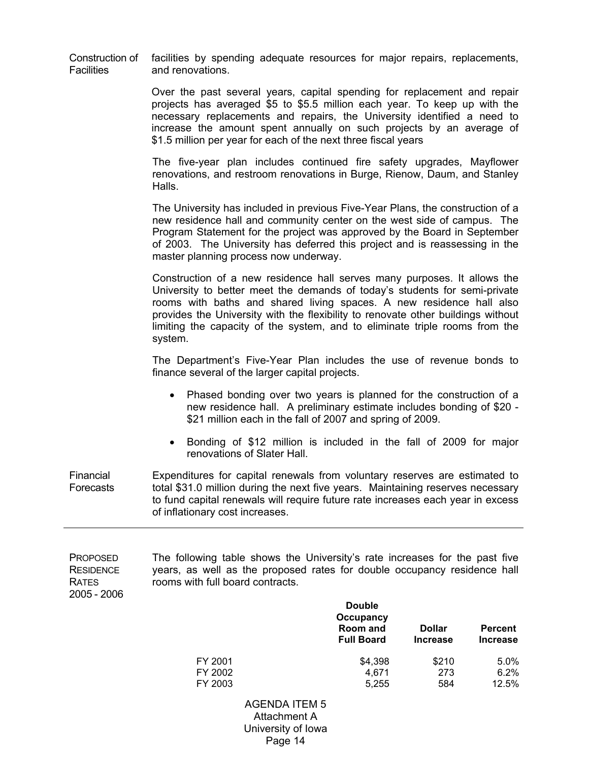**Construction of Facilities**

facilities by spending adequate resources for major repairs, replacements, and renovations.

Over the past several years, capital spending for replacement and repair projects has averaged $5 to $5.5 million each year. To keep up with the necessary replacements and repairs, the University identified a need to increase the amount spent annually on such projects by an average of $1.5 million per year for each of the next three fiscal years

The five-year plan includes continued fire safety upgrades, Mayflower renovations, and restroom renovations in Burge, Rienow, Daum, and Stanley Halls.

The University has included in previous Five-Year Plans, the construction of a new residence hall and community center on the west side of campus. The Program Statement for the project was approved by the Board in September of 2003. The University has deferred this project and is reassessing in the master planning process now underway.

Construction of a new residence hall serves many purposes. It allows the University to better meet the demands of today's students for semi-private rooms with baths and shared living spaces. A new residence hall also provides the University with the flexibility to renovate other buildings without limiting the capacity of the system, and to eliminate triple rooms from the system.

The Department's Five-Year Plan includes the use of revenue bonds to finance several of the larger capital projects.

- Phased bonding over two years is planned for the construction of a new residence hall. A preliminary estimate includes bonding of $20 - $21 million each in the fall of 2007 and spring of 2009.
- Bonding of $12 million is included in the fall of 2009 for major renovations of Slater Hall.

**Financial Forecasts**

Expenditures for capital renewals from voluntary reserves are estimated to total $31.0 million during the next five years. Maintaining reserves necessary to fund capital renewals will require future rate increases each year in excess of inflationary cost increases.

---

**PROPOSED RESIDENCE RATES 2005 - 2006**

The following table shows the University's rate increases for the past five years, as well as the proposed rates for double occupancy residence hall rooms with full board contracts.

| | Double Occupancy Room and Full Board | Dollar Increase | Percent Increase |
|---|---|---|---|
| FY 2001 | $4,398 | $210 | 5.0% |
| FY 2002 | 4,671 | 273 | 6.2% |
| FY 2003 | 5,255 | 584 | 12.5% |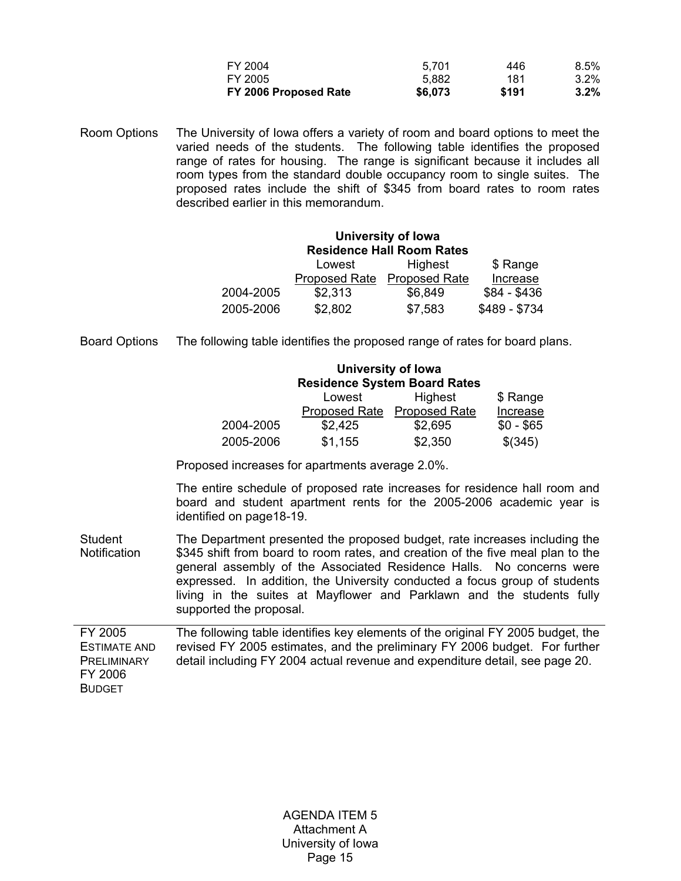| | | | |
|---|---|---|---|
| FY 2004 | 5,701 | 446 | 8.5% |
| FY 2005 | 5,882 | 181 | 3.2% |
| **FY 2006 Proposed Rate** | **$6,073** | **$191** | **3.2%** |

Room Options

The University of Iowa offers a variety of room and board options to meet the varied needs of the students. The following table identifies the proposed range of rates for housing. The range is significant because it includes all room types from the standard double occupancy room to single suites. The proposed rates include the shift of $345 from board rates to room rates described earlier in this memorandum.

**University of Iowa**
**Residence Hall Room Rates**

| | Lowest Proposed Rate | Highest Proposed Rate | $ Range Increase |
|---|---|---|---|
| 2004-2005 | $2,313 | $6,849 | $84 - $436 |
| 2005-2006 | $2,802 | $7,583 | $489 - $734 |

Board Options

The following table identifies the proposed range of rates for board plans.

**University of Iowa**
**Residence System Board Rates**

| | Lowest Proposed Rate | Highest Proposed Rate | $ Range Increase |
|---|---|---|---|
| 2004-2005 | $2,425 | $2,695 | $0 - $65 |
| 2005-2006 | $1,155 | $2,350 | $(345) |

Proposed increases for apartments average 2.0%.

The entire schedule of proposed rate increases for residence hall room and board and student apartment rents for the 2005-2006 academic year is identified on page18-19.

Student Notification

The Department presented the proposed budget, rate increases including the $345 shift from board to room rates, and creation of the five meal plan to the general assembly of the Associated Residence Halls. No concerns were expressed. In addition, the University conducted a focus group of students living in the suites at Mayflower and Parklawn and the students fully supported the proposal.

---

FY 2005 ESTIMATE AND PRELIMINARY FY 2006 BUDGET

The following table identifies key elements of the original FY 2005 budget, the revised FY 2005 estimates, and the preliminary FY 2006 budget. For further detail including FY 2004 actual revenue and expenditure detail, see page 20.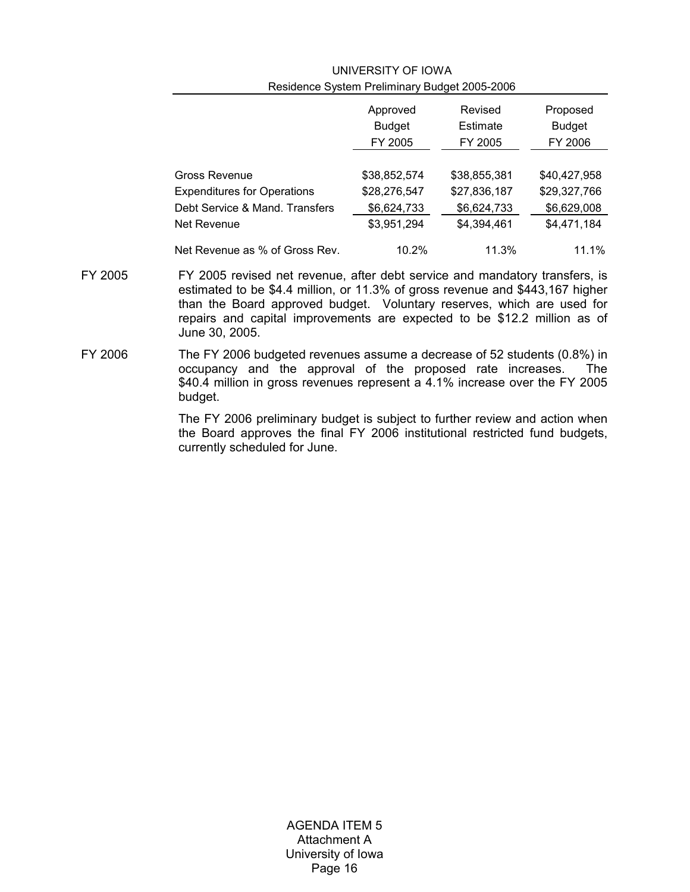## UNIVERSITY OF IOWA

### Residence System Preliminary Budget 2005-2006

| | Approved Budget FY 2005 | Revised Estimate FY 2005 | Proposed Budget FY 2006 |
|---|---|---|---|
| Gross Revenue | $38,852,574 | $38,855,381 | $40,427,958 |
| Expenditures for Operations | $28,276,547 | $27,836,187 | $29,327,766 |
| Debt Service & Mand. Transfers | $6,624,733 | $6,624,733 | $6,629,008 |
| Net Revenue | $3,951,294 | $4,394,461 | $4,471,184 |
| Net Revenue as % of Gross Rev. | 10.2% | 11.3% | 11.1% |

FY 2005 — FY 2005 revised net revenue, after debt service and mandatory transfers, is estimated to be $4.4 million, or 11.3% of gross revenue and $443,167 higher than the Board approved budget. Voluntary reserves, which are used for repairs and capital improvements are expected to be $12.2 million as of June 30, 2005.

FY 2006 — The FY 2006 budgeted revenues assume a decrease of 52 students (0.8%) in occupancy and the approval of the proposed rate increases. The $40.4 million in gross revenues represent a 4.1% increase over the FY 2005 budget.

The FY 2006 preliminary budget is subject to further review and action when the Board approves the final FY 2006 institutional restricted fund budgets, currently scheduled for June.

AGENDA ITEM 5
Attachment A
University of Iowa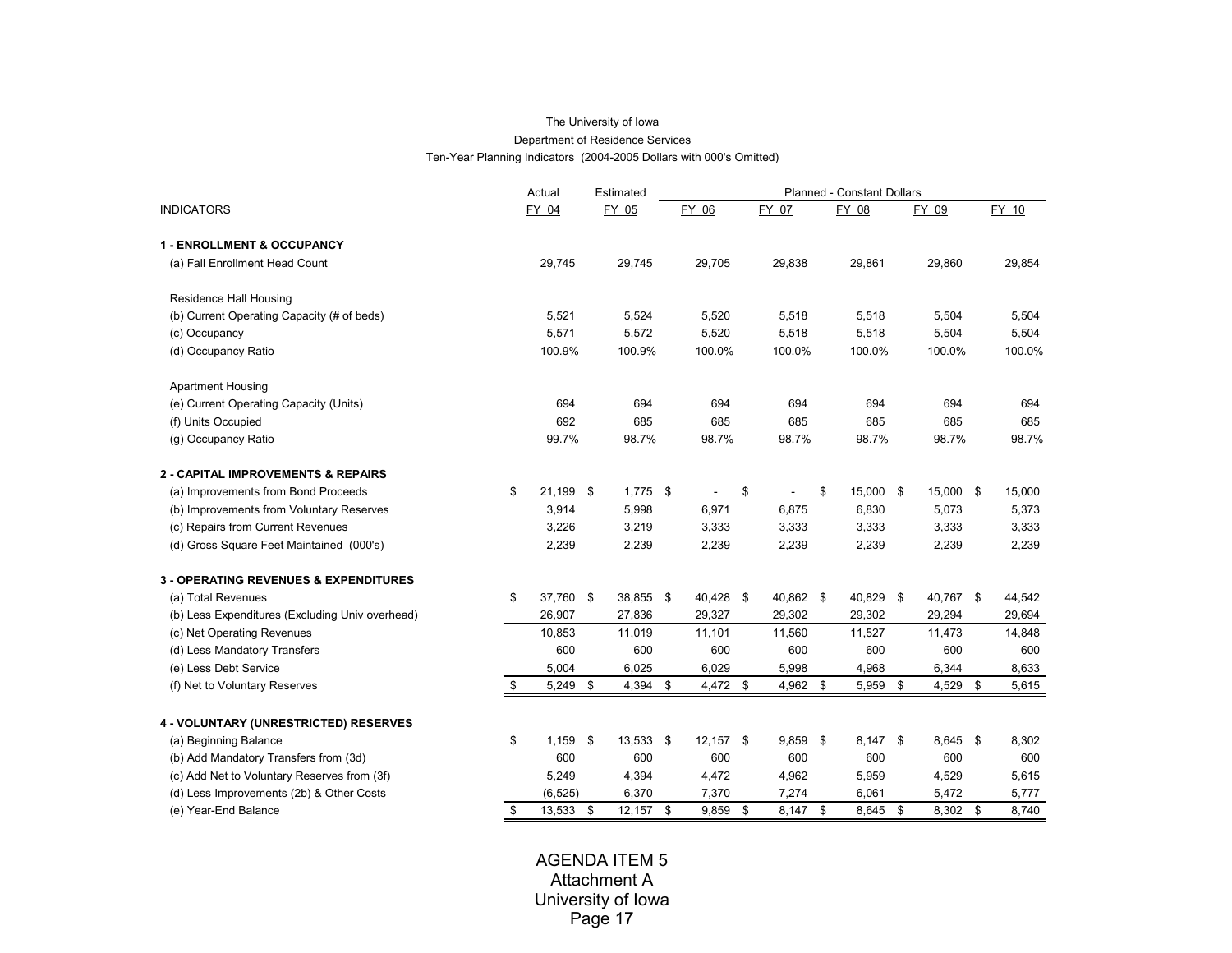The University of Iowa

Department of Residence Services

Ten-Year Planning Indicators (2004-2005 Dollars with 000's Omitted)

| INDICATORS | Actual FY 04 | Estimated FY 05 | Planned - Constant Dollars FY 06 | FY 07 | FY 08 | FY 09 | FY 10 |
|---|---|---|---|---|---|---|---|
| **1 - ENROLLMENT & OCCUPANCY** | | | | | | | |
| (a) Fall Enrollment Head Count | 29,745 | 29,745 | 29,705 | 29,838 | 29,861 | 29,860 | 29,854 |
| Residence Hall Housing | | | | | | | |
| (b) Current Operating Capacity (# of beds) | 5,521 | 5,524 | 5,520 | 5,518 | 5,518 | 5,504 | 5,504 |
| (c) Occupancy | 5,571 | 5,572 | 5,520 | 5,518 | 5,518 | 5,504 | 5,504 |
| (d) Occupancy Ratio | 100.9% | 100.9% | 100.0% | 100.0% | 100.0% | 100.0% | 100.0% |
| Apartment Housing | | | | | | | |
| (e) Current Operating Capacity (Units) | 694 | 694 | 694 | 694 | 694 | 694 | 694 |
| (f) Units Occupied | 692 | 685 | 685 | 685 | 685 | 685 | 685 |
| (g) Occupancy Ratio | 99.7% | 98.7% | 98.7% | 98.7% | 98.7% | 98.7% | 98.7% |
| **2 - CAPITAL IMPROVEMENTS & REPAIRS** | | | | | | | |
| (a) Improvements from Bond Proceeds | $ 21,199 | $ 1,775 | $ - | $ - | $ 15,000 | $ 15,000 | $ 15,000 |
| (b) Improvements from Voluntary Reserves | 3,914 | 5,998 | 6,971 | 6,875 | 6,830 | 5,073 | 5,373 |
| (c) Repairs from Current Revenues | 3,226 | 3,219 | 3,333 | 3,333 | 3,333 | 3,333 | 3,333 |
| (d) Gross Square Feet Maintained (000's) | 2,239 | 2,239 | 2,239 | 2,239 | 2,239 | 2,239 | 2,239 |
| **3 - OPERATING REVENUES & EXPENDITURES** | | | | | | | |
| (a) Total Revenues | $ 37,760 | $ 38,855 | $ 40,428 | $ 40,862 | $ 40,829 | $ 40,767 | $ 44,542 |
| (b) Less Expenditures (Excluding Univ overhead) | 26,907 | 27,836 | 29,327 | 29,302 | 29,302 | 29,294 | 29,694 |
| (c) Net Operating Revenues | 10,853 | 11,019 | 11,101 | 11,560 | 11,527 | 11,473 | 14,848 |
| (d) Less Mandatory Transfers | 600 | 600 | 600 | 600 | 600 | 600 | 600 |
| (e) Less Debt Service | 5,004 | 6,025 | 6,029 | 5,998 | 4,968 | 6,344 | 8,633 |
| (f) Net to Voluntary Reserves | $ 5,249 | $ 4,394 | $ 4,472 | $ 4,962 | $ 5,959 | $ 4,529 | $ 5,615 |
| **4 - VOLUNTARY (UNRESTRICTED) RESERVES** | | | | | | | |
| (a) Beginning Balance | $ 1,159 | $ 13,533 | $ 12,157 | $ 9,859 | $ 8,147 | $ 8,645 | $ 8,302 |
| (b) Add Mandatory Transfers from (3d) | 600 | 600 | 600 | 600 | 600 | 600 | 600 |
| (c) Add Net to Voluntary Reserves from (3f) | 5,249 | 4,394 | 4,472 | 4,962 | 5,959 | 4,529 | 5,615 |
| (d) Less Improvements (2b) & Other Costs | (6,525) | 6,370 | 7,370 | 7,274 | 6,061 | 5,472 | 5,777 |
| (e) Year-End Balance | $ 13,533 | $ 12,157 | $ 9,859 | $ 8,147 | $ 8,645 | $ 8,302 | $ 8,740 |

AGENDA ITEM 5
Attachment A
University of Iowa
Page 17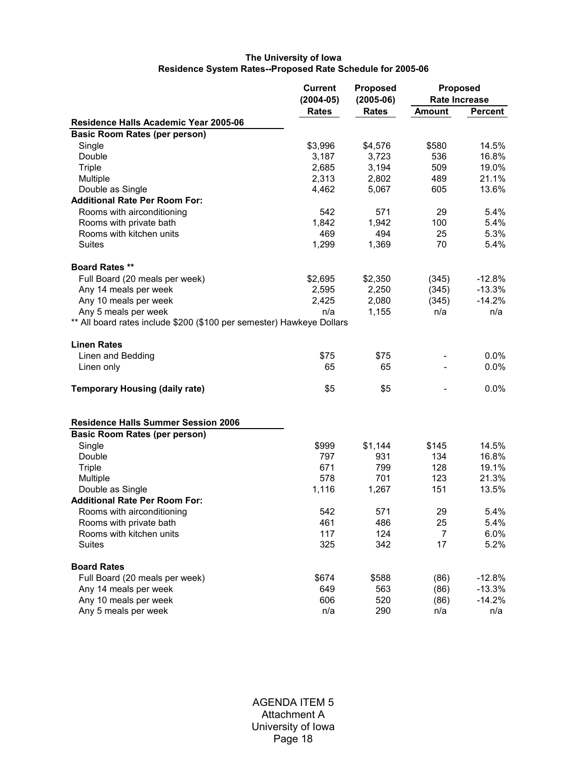**The University of Iowa**
**Residence System Rates--Proposed Rate Schedule for 2005-06**

| | Current (2004-05) Rates | Proposed (2005-06) Rates | Proposed Rate Increase | |
|---|---|---|---|---|
| | | | Amount | Percent |
| **Residence Halls Academic Year 2005-06** | | | | |
| **Basic Room Rates (per person)** | | | | |
| Single | $3,996 | $4,576 | $580 | 14.5% |
| Double | 3,187 | 3,723 | 536 | 16.8% |
| Triple | 2,685 | 3,194 | 509 | 19.0% |
| Multiple | 2,313 | 2,802 | 489 | 21.1% |
| Double as Single | 4,462 | 5,067 | 605 | 13.6% |
| **Additional Rate Per Room For:** | | | | |
| Rooms with airconditioning | 542 | 571 | 29 | 5.4% |
| Rooms with private bath | 1,842 | 1,942 | 100 | 5.4% |
| Rooms with kitchen units | 469 | 494 | 25 | 5.3% |
| Suites | 1,299 | 1,369 | 70 | 5.4% |
| **Board Rates \*\*** | | | | |
| Full Board (20 meals per week) | $2,695 | $2,350 | (345) | -12.8% |
| Any 14 meals per week | 2,595 | 2,250 | (345) | -13.3% |
| Any 10 meals per week | 2,425 | 2,080 | (345) | -14.2% |
| Any 5 meals per week | n/a | 1,155 | n/a | n/a |
| ** All board rates include $200 ($100 per semester) Hawkeye Dollars | | | | |
| **Linen Rates** | | | | |
| Linen and Bedding | $75 | $75 | - | 0.0% |
| Linen only | 65 | 65 | - | 0.0% |
| **Temporary Housing (daily rate)** | $5 | $5 | - | 0.0% |
| **Residence Halls Summer Session 2006** | | | | |
| **Basic Room Rates (per person)** | | | | |
| Single | $999 | $1,144 | $145 | 14.5% |
| Double | 797 | 931 | 134 | 16.8% |
| Triple | 671 | 799 | 128 | 19.1% |
| Multiple | 578 | 701 | 123 | 21.3% |
| Double as Single | 1,116 | 1,267 | 151 | 13.5% |
| **Additional Rate Per Room For:** | | | | |
| Rooms with airconditioning | 542 | 571 | 29 | 5.4% |
| Rooms with private bath | 461 | 486 | 25 | 5.4% |
| Rooms with kitchen units | 117 | 124 | 7 | 6.0% |
| Suites | 325 | 342 | 17 | 5.2% |
| **Board Rates** | | | | |
| Full Board (20 meals per week) | $674 | $588 | (86) | -12.8% |
| Any 14 meals per week | 649 | 563 | (86) | -13.3% |
| Any 10 meals per week | 606 | 520 | (86) | -14.2% |
| Any 5 meals per week | n/a | 290 | n/a | n/a |

AGENDA ITEM 5
Attachment A
University of Iowa
Page 18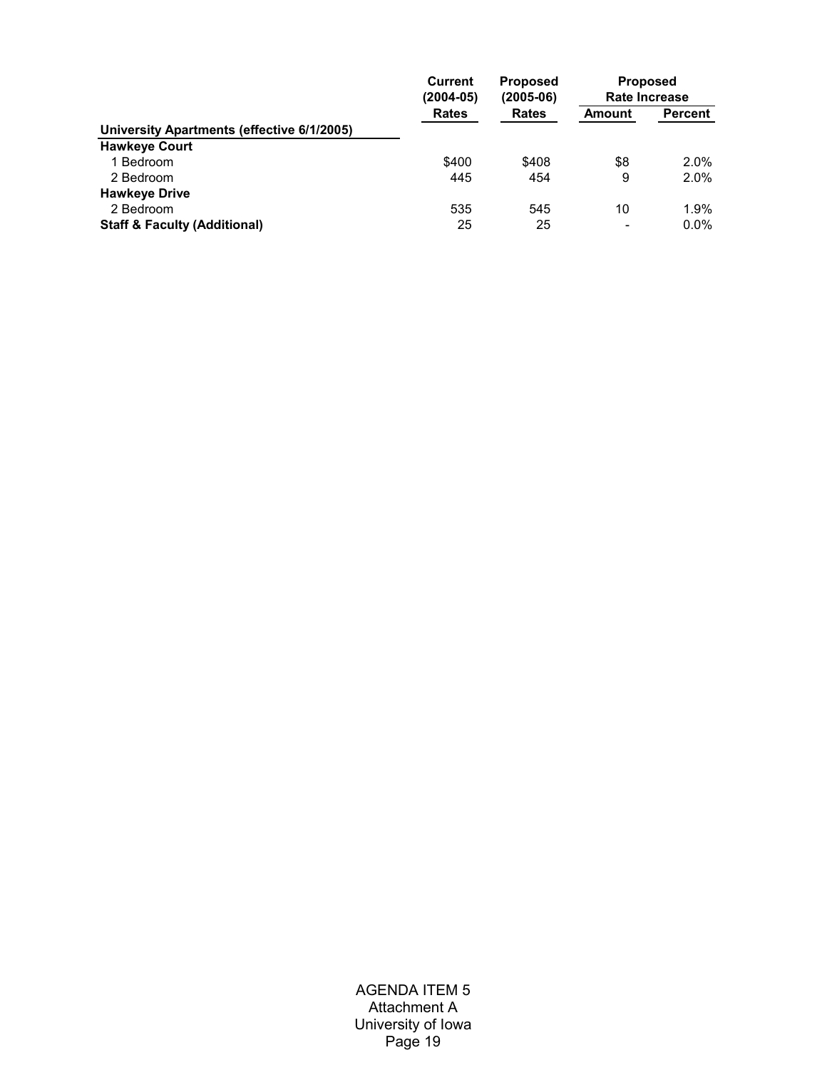| | Current (2004-05) Rates | Proposed (2005-06) Rates | Proposed Rate Increase | |
|---|---|---|---|---|
| | | | Amount | Percent |
| **University Apartments (effective 6/1/2005)** | | | | |
| **Hawkeye Court** | | | | |
| 1 Bedroom | $400 | $408 | $8 | 2.0% |
| 2 Bedroom | 445 | 454 | 9 | 2.0% |
| **Hawkeye Drive** | | | | |
| 2 Bedroom | 535 | 545 | 10 | 1.9% |
| **Staff & Faculty (Additional)** | 25 | 25 | - | 0.0% |

AGENDA ITEM 5
Attachment A
University of Iowa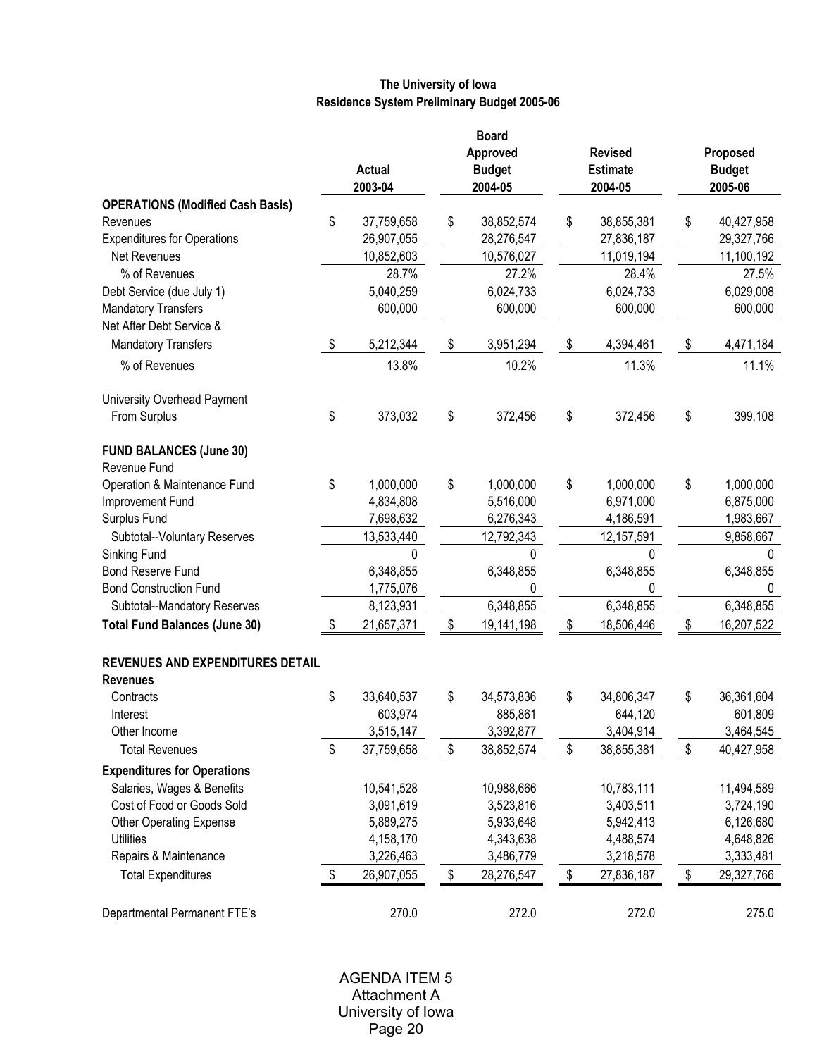**The University of Iowa**
**Residence System Preliminary Budget 2005-06**

| | Actual 2003-04 | Board Approved Budget 2004-05 | Revised Estimate 2004-05 | Proposed Budget 2005-06 |
|---|---|---|---|---|
| **OPERATIONS (Modified Cash Basis)** | | | | |
| Revenues | $ 37,759,658 | $ 38,852,574 | $ 38,855,381 | $ 40,427,958 |
| Expenditures for Operations | 26,907,055 | 28,276,547 | 27,836,187 | 29,327,766 |
| Net Revenues | 10,852,603 | 10,576,027 | 11,019,194 | 11,100,192 |
| % of Revenues | 28.7% | 27.2% | 28.4% | 27.5% |
| Debt Service (due July 1) | 5,040,259 | 6,024,733 | 6,024,733 | 6,029,008 |
| Mandatory Transfers | 600,000 | 600,000 | 600,000 | 600,000 |
| Net After Debt Service & Mandatory Transfers | $ 5,212,344 | $ 3,951,294 | $ 4,394,461 | $ 4,471,184 |
| % of Revenues | 13.8% | 10.2% | 11.3% | 11.1% |
| University Overhead Payment From Surplus | $ 373,032 | $ 372,456 | $ 372,456 | $ 399,108 |
| **FUND BALANCES (June 30)** | | | | |
| Revenue Fund | | | | |
| Operation & Maintenance Fund | $ 1,000,000 | $ 1,000,000 | $ 1,000,000 | $ 1,000,000 |
| Improvement Fund | 4,834,808 | 5,516,000 | 6,971,000 | 6,875,000 |
| Surplus Fund | 7,698,632 | 6,276,343 | 4,186,591 | 1,983,667 |
| Subtotal--Voluntary Reserves | 13,533,440 | 12,792,343 | 12,157,591 | 9,858,667 |
| Sinking Fund | 0 | 0 | 0 | 0 |
| Bond Reserve Fund | 6,348,855 | 6,348,855 | 6,348,855 | 6,348,855 |
| Bond Construction Fund | 1,775,076 | 0 | 0 | 0 |
| Subtotal--Mandatory Reserves | 8,123,931 | 6,348,855 | 6,348,855 | 6,348,855 |
| **Total Fund Balances (June 30)** | $ 21,657,371 | $ 19,141,198 | $ 18,506,446 | $ 16,207,522 |
| **REVENUES AND EXPENDITURES DETAIL** | | | | |
| **Revenues** | | | | |
| Contracts | $ 33,640,537 | $ 34,573,836 | $ 34,806,347 | $ 36,361,604 |
| Interest | 603,974 | 885,861 | 644,120 | 601,809 |
| Other Income | 3,515,147 | 3,392,877 | 3,404,914 | 3,464,545 |
| Total Revenues | $ 37,759,658 | $ 38,852,574 | $ 38,855,381 | $ 40,427,958 |
| **Expenditures for Operations** | | | | |
| Salaries, Wages & Benefits | 10,541,528 | 10,988,666 | 10,783,111 | 11,494,589 |
| Cost of Food or Goods Sold | 3,091,619 | 3,523,816 | 3,403,511 | 3,724,190 |
| Other Operating Expense | 5,889,275 | 5,933,648 | 5,942,413 | 6,126,680 |
| Utilities | 4,158,170 | 4,343,638 | 4,488,574 | 4,648,826 |
| Repairs & Maintenance | 3,226,463 | 3,486,779 | 3,218,578 | 3,333,481 |
| Total Expenditures | $ 26,907,055 | $ 28,276,547 | $ 27,836,187 | $ 29,327,766 |
| Departmental Permanent FTE's | 270.0 | 272.0 | 272.0 | 275.0 |

AGENDA ITEM 5
Attachment A
University of Iowa
Page 20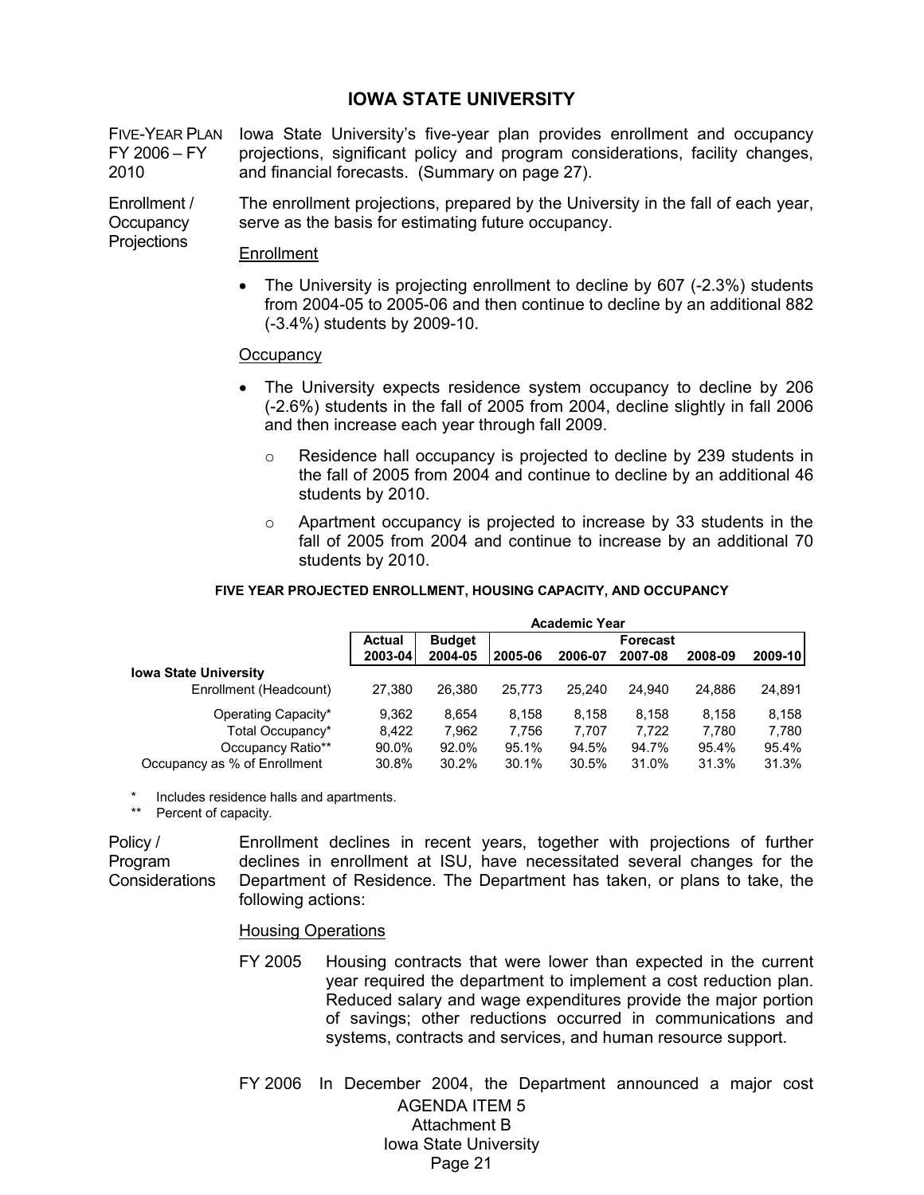# IOWA STATE UNIVERSITY

FIVE-YEAR PLAN FY 2006 – FY 2010

Iowa State University's five-year plan provides enrollment and occupancy projections, significant policy and program considerations, facility changes, and financial forecasts. (Summary on page 27).

Enrollment / Occupancy Projections

The enrollment projections, prepared by the University in the fall of each year, serve as the basis for estimating future occupancy.

Enrollment

- The University is projecting enrollment to decline by 607 (-2.3%) students from 2004-05 to 2005-06 and then continue to decline by an additional 882 (-3.4%) students by 2009-10.

Occupancy

- The University expects residence system occupancy to decline by 206 (-2.6%) students in the fall of 2005 from 2004, decline slightly in fall 2006 and then increase each year through fall 2009.
  - Residence hall occupancy is projected to decline by 239 students in the fall of 2005 from 2004 and continue to decline by an additional 46 students by 2010.
  - Apartment occupancy is projected to increase by 33 students in the fall of 2005 from 2004 and continue to increase by an additional 70 students by 2010.

**FIVE YEAR PROJECTED ENROLLMENT, HOUSING CAPACITY, AND OCCUPANCY**

| | Academic Year | | | | | | |
|---|---|---|---|---|---|---|---|
| | Actual | Budget | Forecast | | | | |
| | 2003-04 | 2004-05 | 2005-06 | 2006-07 | 2007-08 | 2008-09 | 2009-10 |
| **Iowa State University** | | | | | | | |
| Enrollment (Headcount) | 27,380 | 26,380 | 25,773 | 25,240 | 24,940 | 24,886 | 24,891 |
| Operating Capacity* | 9,362 | 8,654 | 8,158 | 8,158 | 8,158 | 8,158 | 8,158 |
| Total Occupancy* | 8,422 | 7,962 | 7,756 | 7,707 | 7,722 | 7,780 | 7,780 |
| Occupancy Ratio** | 90.0% | 92.0% | 95.1% | 94.5% | 94.7% | 95.4% | 95.4% |
| Occupancy as % of Enrollment | 30.8% | 30.2% | 30.1% | 30.5% | 31.0% | 31.3% | 31.3% |

\* Includes residence halls and apartments.

\*\* Percent of capacity.

Policy / Program Considerations

Enrollment declines in recent years, together with projections of further declines in enrollment at ISU, have necessitated several changes for the Department of Residence. The Department has taken, or plans to take, the following actions:

Housing Operations

FY 2005 Housing contracts that were lower than expected in the current year required the department to implement a cost reduction plan. Reduced salary and wage expenditures provide the major portion of savings; other reductions occurred in communications and systems, contracts and services, and human resource support.

FY 2006 In December 2004, the Department announced a major cost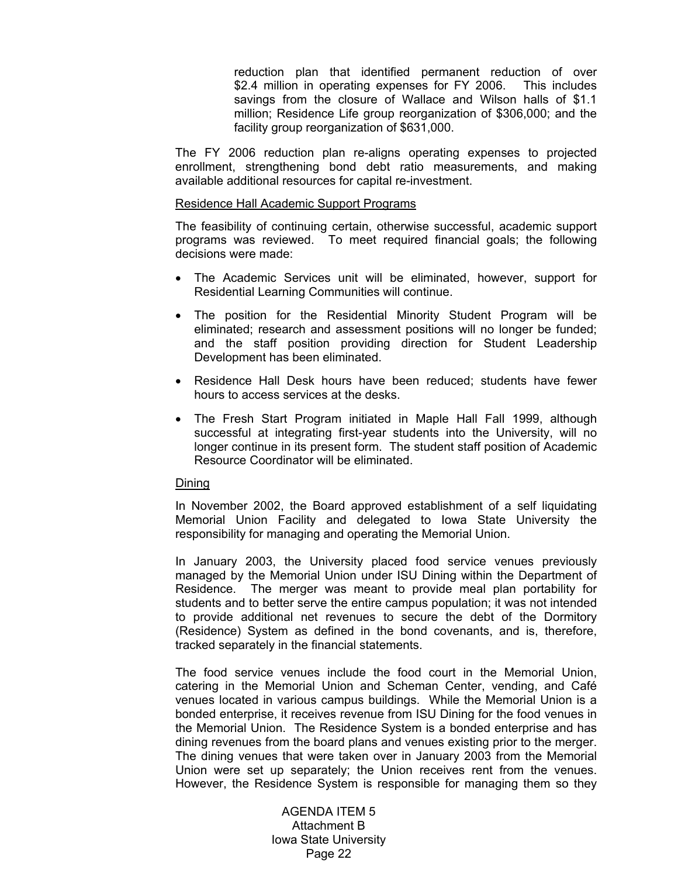reduction plan that identified permanent reduction of over $2.4 million in operating expenses for FY 2006. This includes savings from the closure of Wallace and Wilson halls of $1.1 million; Residence Life group reorganization of $306,000; and the facility group reorganization of $631,000.

The FY 2006 reduction plan re-aligns operating expenses to projected enrollment, strengthening bond debt ratio measurements, and making available additional resources for capital re-investment.

Residence Hall Academic Support Programs

The feasibility of continuing certain, otherwise successful, academic support programs was reviewed. To meet required financial goals; the following decisions were made:

- The Academic Services unit will be eliminated, however, support for Residential Learning Communities will continue.
- The position for the Residential Minority Student Program will be eliminated; research and assessment positions will no longer be funded; and the staff position providing direction for Student Leadership Development has been eliminated.
- Residence Hall Desk hours have been reduced; students have fewer hours to access services at the desks.
- The Fresh Start Program initiated in Maple Hall Fall 1999, although successful at integrating first-year students into the University, will no longer continue in its present form. The student staff position of Academic Resource Coordinator will be eliminated.

Dining

In November 2002, the Board approved establishment of a self liquidating Memorial Union Facility and delegated to Iowa State University the responsibility for managing and operating the Memorial Union.

In January 2003, the University placed food service venues previously managed by the Memorial Union under ISU Dining within the Department of Residence. The merger was meant to provide meal plan portability for students and to better serve the entire campus population; it was not intended to provide additional net revenues to secure the debt of the Dormitory (Residence) System as defined in the bond covenants, and is, therefore, tracked separately in the financial statements.

The food service venues include the food court in the Memorial Union, catering in the Memorial Union and Scheman Center, vending, and Café venues located in various campus buildings. While the Memorial Union is a bonded enterprise, it receives revenue from ISU Dining for the food venues in the Memorial Union. The Residence System is a bonded enterprise and has dining revenues from the board plans and venues existing prior to the merger. The dining venues that were taken over in January 2003 from the Memorial Union were set up separately; the Union receives rent from the venues. However, the Residence System is responsible for managing them so they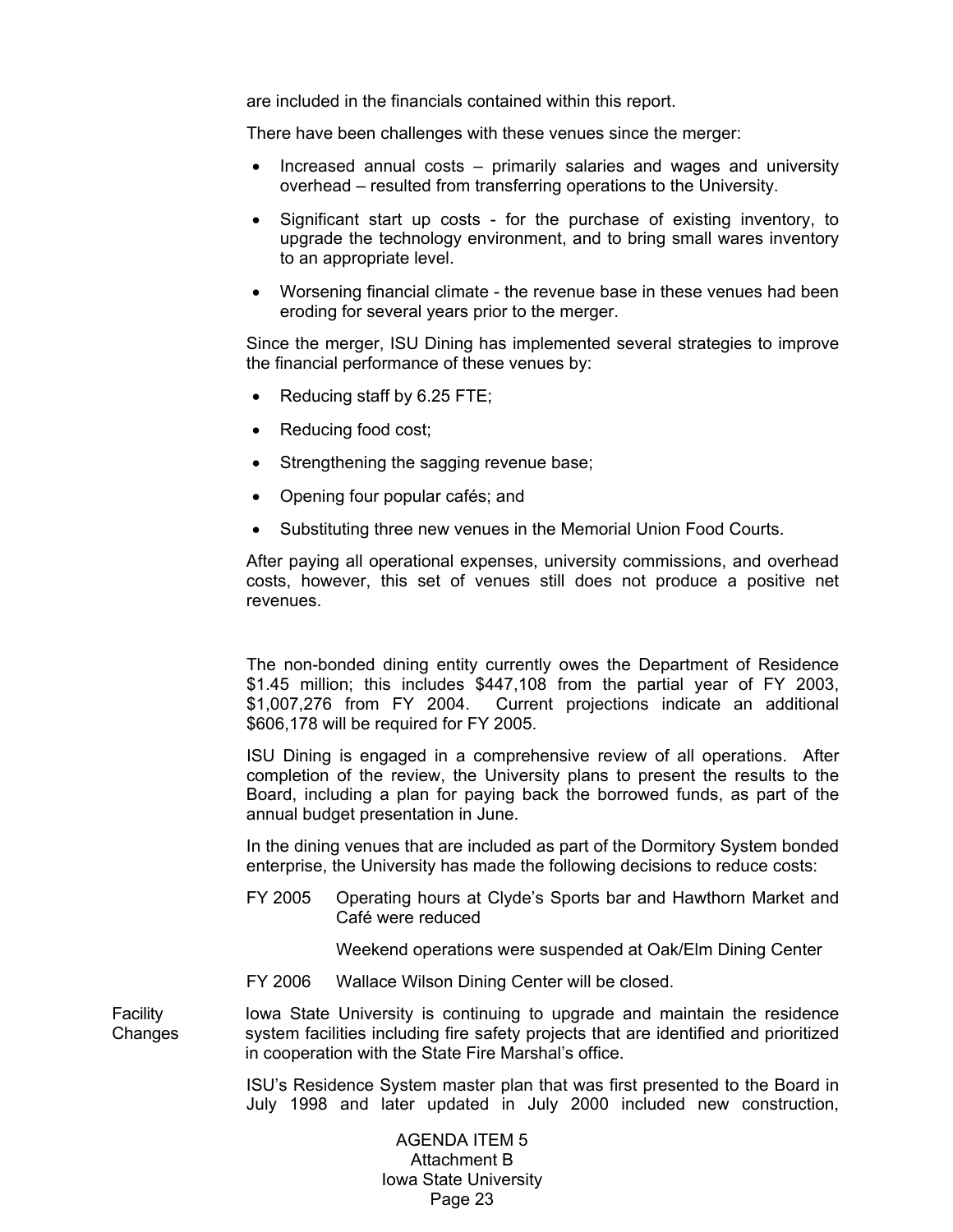are included in the financials contained within this report.

There have been challenges with these venues since the merger:

- Increased annual costs – primarily salaries and wages and university overhead – resulted from transferring operations to the University.
- Significant start up costs - for the purchase of existing inventory, to upgrade the technology environment, and to bring small wares inventory to an appropriate level.
- Worsening financial climate - the revenue base in these venues had been eroding for several years prior to the merger.

Since the merger, ISU Dining has implemented several strategies to improve the financial performance of these venues by:

- Reducing staff by 6.25 FTE;
- Reducing food cost;
- Strengthening the sagging revenue base;
- Opening four popular cafés; and
- Substituting three new venues in the Memorial Union Food Courts.

After paying all operational expenses, university commissions, and overhead costs, however, this set of venues still does not produce a positive net revenues.

The non-bonded dining entity currently owes the Department of Residence $1.45 million; this includes $447,108 from the partial year of FY 2003, $1,007,276 from FY 2004. Current projections indicate an additional $606,178 will be required for FY 2005.

ISU Dining is engaged in a comprehensive review of all operations. After completion of the review, the University plans to present the results to the Board, including a plan for paying back the borrowed funds, as part of the annual budget presentation in June.

In the dining venues that are included as part of the Dormitory System bonded enterprise, the University has made the following decisions to reduce costs:

FY 2005 Operating hours at Clyde's Sports bar and Hawthorn Market and Café were reduced

Weekend operations were suspended at Oak/Elm Dining Center

FY 2006 Wallace Wilson Dining Center will be closed.

**Facility Changes**

Iowa State University is continuing to upgrade and maintain the residence system facilities including fire safety projects that are identified and prioritized in cooperation with the State Fire Marshal's office.

ISU's Residence System master plan that was first presented to the Board in July 1998 and later updated in July 2000 included new construction,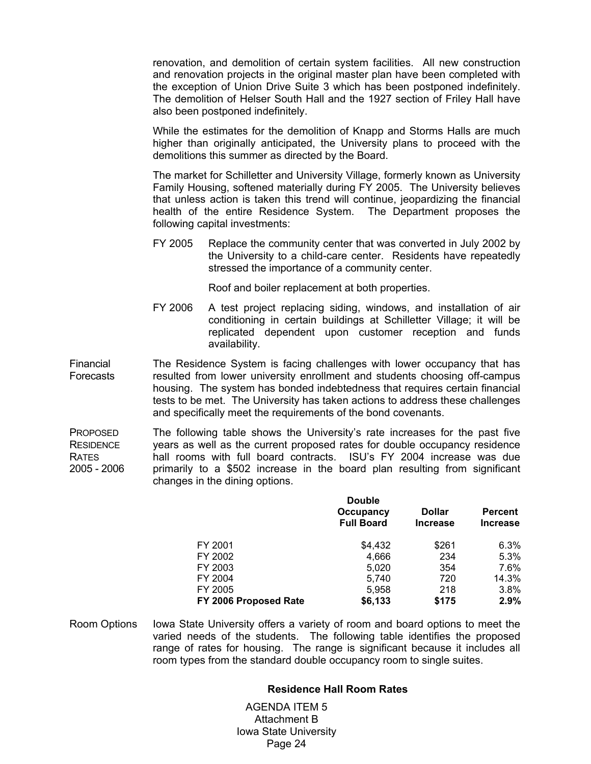renovation, and demolition of certain system facilities. All new construction and renovation projects in the original master plan have been completed with the exception of Union Drive Suite 3 which has been postponed indefinitely. The demolition of Helser South Hall and the 1927 section of Friley Hall have also been postponed indefinitely.

While the estimates for the demolition of Knapp and Storms Halls are much higher than originally anticipated, the University plans to proceed with the demolitions this summer as directed by the Board.

The market for Schilletter and University Village, formerly known as University Family Housing, softened materially during FY 2005. The University believes that unless action is taken this trend will continue, jeopardizing the financial health of the entire Residence System. The Department proposes the following capital investments:

FY 2005 Replace the community center that was converted in July 2002 by the University to a child-care center. Residents have repeatedly stressed the importance of a community center.

Roof and boiler replacement at both properties.

FY 2006 A test project replacing siding, windows, and installation of air conditioning in certain buildings at Schilletter Village; it will be replicated dependent upon customer reception and funds availability.

**Financial Forecasts**

The Residence System is facing challenges with lower occupancy that has resulted from lower university enrollment and students choosing off-campus housing. The system has bonded indebtedness that requires certain financial tests to be met. The University has taken actions to address these challenges and specifically meet the requirements of the bond covenants.

**PROPOSED RESIDENCE RATES 2005 - 2006**

The following table shows the University's rate increases for the past five years as well as the current proposed rates for double occupancy residence hall rooms with full board contracts. ISU's FY 2004 increase was due primarily to a $502 increase in the board plan resulting from significant changes in the dining options.

| | Double Occupancy Full Board | Dollar Increase | Percent Increase |
|---|---|---|---|
| FY 2001 | $4,432 | $261 | 6.3% |
| FY 2002 | 4,666 | 234 | 5.3% |
| FY 2003 | 5,020 | 354 | 7.6% |
| FY 2004 | 5,740 | 720 | 14.3% |
| FY 2005 | 5,958 | 218 | 3.8% |
| **FY 2006 Proposed Rate** | **$6,133** | **$175** | **2.9%** |

**Room Options**

Iowa State University offers a variety of room and board options to meet the varied needs of the students. The following table identifies the proposed range of rates for housing. The range is significant because it includes all room types from the standard double occupancy room to single suites.

**Residence Hall Room Rates**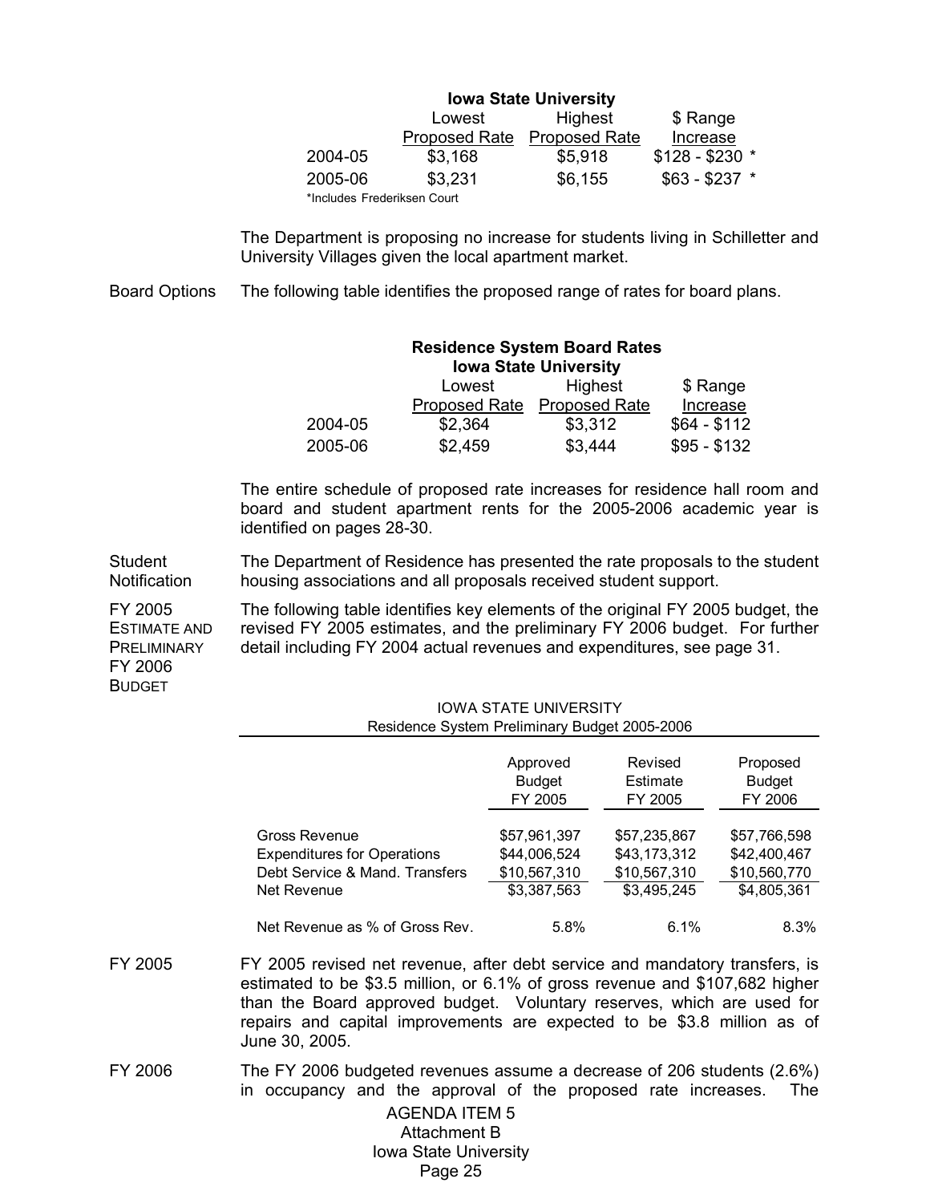| Iowa State University | Lowest Proposed Rate | Highest Proposed Rate | $ Range Increase |
|---|---|---|---|
| 2004-05 | $3,168 | $5,918 | $128 - $230 * |
| 2005-06 | $3,231 | $6,155 | $63 - $237 * |

*Includes Frederiksen Court

The Department is proposing no increase for students living in Schilletter and University Villages given the local apartment market.

**Board Options** The following table identifies the proposed range of rates for board plans.

**Residence System Board Rates**
**Iowa State University**

| | Lowest Proposed Rate | Highest Proposed Rate | $ Range Increase |
|---|---|---|---|
| 2004-05 | $2,364 | $3,312 | $64 - $112 |
| 2005-06 | $2,459 | $3,444 | $95 - $132 |

The entire schedule of proposed rate increases for residence hall room and board and student apartment rents for the 2005-2006 academic year is identified on pages 28-30.

**Student Notification** The Department of Residence has presented the rate proposals to the student housing associations and all proposals received student support.

**FY 2005 Estimate and Preliminary FY 2006 Budget** The following table identifies key elements of the original FY 2005 budget, the revised FY 2005 estimates, and the preliminary FY 2006 budget. For further detail including FY 2004 actual revenues and expenditures, see page 31.

IOWA STATE UNIVERSITY
Residence System Preliminary Budget 2005-2006

| | Approved Budget FY 2005 | Revised Estimate FY 2005 | Proposed Budget FY 2006 |
|---|---|---|---|
| Gross Revenue | $57,961,397 | $57,235,867 | $57,766,598 |
| Expenditures for Operations | $44,006,524 | $43,173,312 | $42,400,467 |
| Debt Service & Mand. Transfers | $10,567,310 | $10,567,310 | $10,560,770 |
| Net Revenue | $3,387,563 | $3,495,245 | $4,805,361 |
| Net Revenue as % of Gross Rev. | 5.8% | 6.1% | 8.3% |

**FY 2005** FY 2005 revised net revenue, after debt service and mandatory transfers, is estimated to be $3.5 million, or 6.1% of gross revenue and $107,682 higher than the Board approved budget. Voluntary reserves, which are used for repairs and capital improvements are expected to be $3.8 million as of June 30, 2005.

**FY 2006** The FY 2006 budgeted revenues assume a decrease of 206 students (2.6%) in occupancy and the approval of the proposed rate increases. The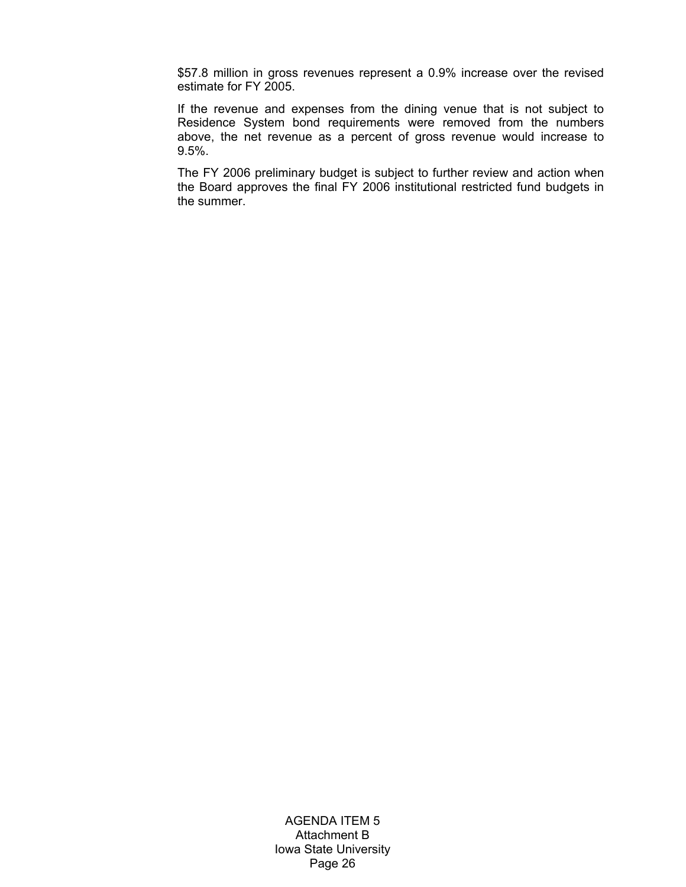$57.8 million in gross revenues represent a 0.9% increase over the revised estimate for FY 2005.

If the revenue and expenses from the dining venue that is not subject to Residence System bond requirements were removed from the numbers above, the net revenue as a percent of gross revenue would increase to 9.5%.

The FY 2006 preliminary budget is subject to further review and action when the Board approves the final FY 2006 institutional restricted fund budgets in the summer.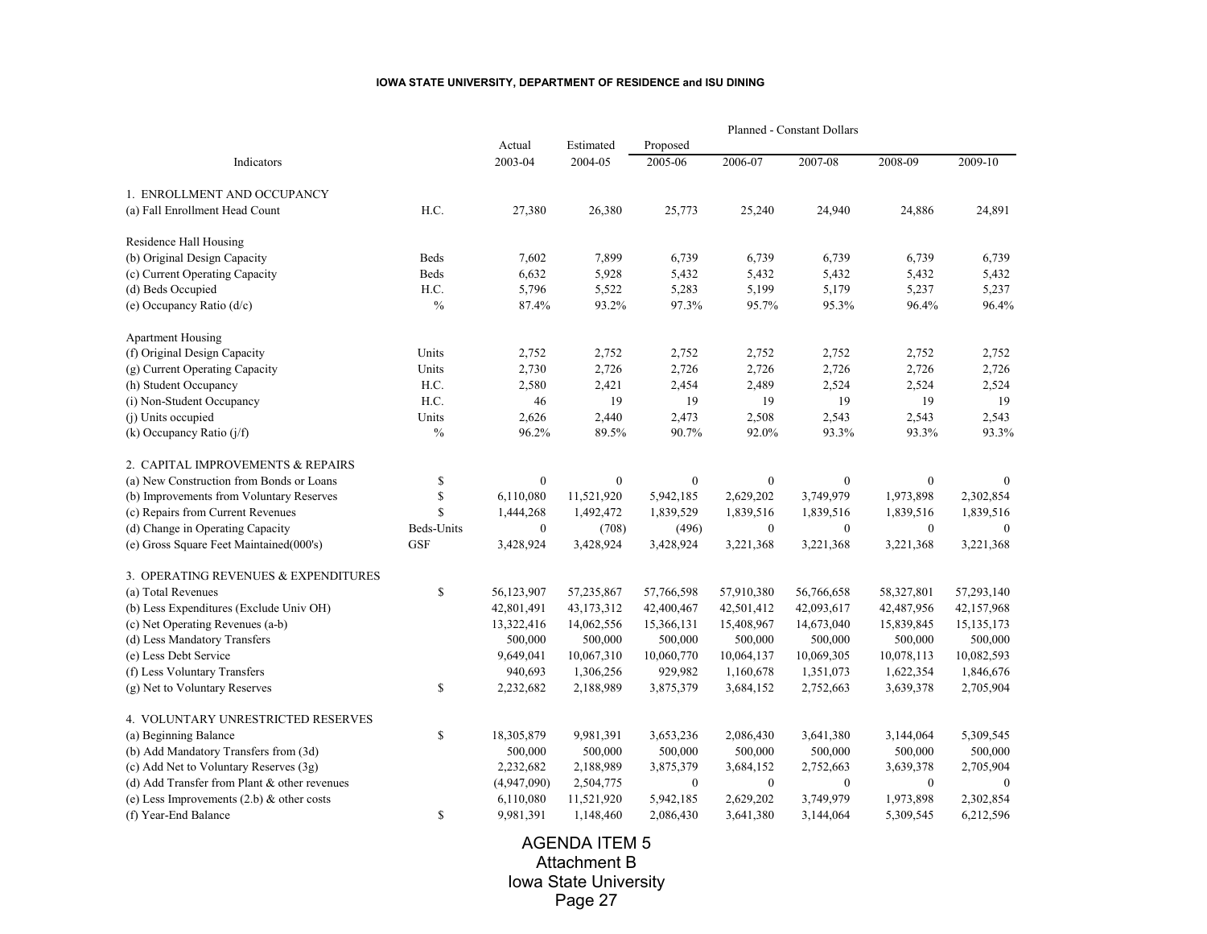# IOWA STATE UNIVERSITY, DEPARTMENT OF RESIDENCE and ISU DINING

| Indicators | | Actual 2003-04 | Estimated 2004-05 | Proposed 2005-06 | Planned - Constant Dollars 2006-07 | 2007-08 | 2008-09 | 2009-10 |
|---|---|---|---|---|---|---|---|---|
| **1. ENROLLMENT AND OCCUPANCY** | | | | | | | | |
| (a) Fall Enrollment Head Count | H.C. | 27,380 | 26,380 | 25,773 | 25,240 | 24,940 | 24,886 | 24,891 |
| Residence Hall Housing | | | | | | | | |
| (b) Original Design Capacity | Beds | 7,602 | 7,899 | 6,739 | 6,739 | 6,739 | 6,739 | 6,739 |
| (c) Current Operating Capacity | Beds | 6,632 | 5,928 | 5,432 | 5,432 | 5,432 | 5,432 | 5,432 |
| (d) Beds Occupied | H.C. | 5,796 | 5,522 | 5,283 | 5,199 | 5,179 | 5,237 | 5,237 |
| (e) Occupancy Ratio (d/c) | % | 87.4% | 93.2% | 97.3% | 95.7% | 95.3% | 96.4% | 96.4% |
| Apartment Housing | | | | | | | | |
| (f) Original Design Capacity | Units | 2,752 | 2,752 | 2,752 | 2,752 | 2,752 | 2,752 | 2,752 |
| (g) Current Operating Capacity | Units | 2,730 | 2,726 | 2,726 | 2,726 | 2,726 | 2,726 | 2,726 |
| (h) Student Occupancy | H.C. | 2,580 | 2,421 | 2,454 | 2,489 | 2,524 | 2,524 | 2,524 |
| (i) Non-Student Occupancy | H.C. | 46 | 19 | 19 | 19 | 19 | 19 | 19 |
| (j) Units occupied | Units | 2,626 | 2,440 | 2,473 | 2,508 | 2,543 | 2,543 | 2,543 |
| (k) Occupancy Ratio (j/f) | % | 96.2% | 89.5% | 90.7% | 92.0% | 93.3% | 93.3% | 93.3% |
| **2. CAPITAL IMPROVEMENTS & REPAIRS** | | | | | | | | |
| (a) New Construction from Bonds or Loans | $ | 0 | 0 | 0 | 0 | 0 | 0 | 0 |
| (b) Improvements from Voluntary Reserves | $ | 6,110,080 | 11,521,920 | 5,942,185 | 2,629,202 | 3,749,979 | 1,973,898 | 2,302,854 |
| (c) Repairs from Current Revenues | $ | 1,444,268 | 1,492,472 | 1,839,529 | 1,839,516 | 1,839,516 | 1,839,516 | 1,839,516 |
| (d) Change in Operating Capacity | Beds-Units | 0 | (708) | (496) | 0 | 0 | 0 | 0 |
| (e) Gross Square Feet Maintained(000's) | GSF | 3,428,924 | 3,428,924 | 3,428,924 | 3,221,368 | 3,221,368 | 3,221,368 | 3,221,368 |
| **3. OPERATING REVENUES & EXPENDITURES** | | | | | | | | |
| (a) Total Revenues | $ | 56,123,907 | 57,235,867 | 57,766,598 | 57,910,380 | 56,766,658 | 58,327,801 | 57,293,140 |
| (b) Less Expenditures (Exclude Univ OH) | | 42,801,491 | 43,173,312 | 42,400,467 | 42,501,412 | 42,093,617 | 42,487,956 | 42,157,968 |
| (c) Net Operating Revenues (a-b) | | 13,322,416 | 14,062,556 | 15,366,131 | 15,408,967 | 14,673,040 | 15,839,845 | 15,135,173 |
| (d) Less Mandatory Transfers | | 500,000 | 500,000 | 500,000 | 500,000 | 500,000 | 500,000 | 500,000 |
| (e) Less Debt Service | | 9,649,041 | 10,067,310 | 10,060,770 | 10,064,137 | 10,069,305 | 10,078,113 | 10,082,593 |
| (f) Less Voluntary Transfers | | 940,693 | 1,306,256 | 929,982 | 1,160,678 | 1,351,073 | 1,622,354 | 1,846,676 |
| (g) Net to Voluntary Reserves | $ | 2,232,682 | 2,188,989 | 3,875,379 | 3,684,152 | 2,752,663 | 3,639,378 | 2,705,904 |
| **4. VOLUNTARY UNRESTRICTED RESERVES** | | | | | | | | |
| (a) Beginning Balance | $ | 18,305,879 | 9,981,391 | 3,653,236 | 2,086,430 | 3,641,380 | 3,144,064 | 5,309,545 |
| (b) Add Mandatory Transfers from (3d) | | 500,000 | 500,000 | 500,000 | 500,000 | 500,000 | 500,000 | 500,000 |
| (c) Add Net to Voluntary Reserves (3g) | | 2,232,682 | 2,188,989 | 3,875,379 | 3,684,152 | 2,752,663 | 3,639,378 | 2,705,904 |
| (d) Add Transfer from Plant & other revenues | | (4,947,090) | 2,504,775 | 0 | 0 | 0 | 0 | 0 |
| (e) Less Improvements (2.b) & other costs | | 6,110,080 | 11,521,920 | 5,942,185 | 2,629,202 | 3,749,979 | 1,973,898 | 2,302,854 |
| (f) Year-End Balance | $ | 9,981,391 | 1,148,460 | 2,086,430 | 3,641,380 | 3,144,064 | 5,309,545 | 6,212,596 |

AGENDA ITEM 5
Attachment B
Iowa State University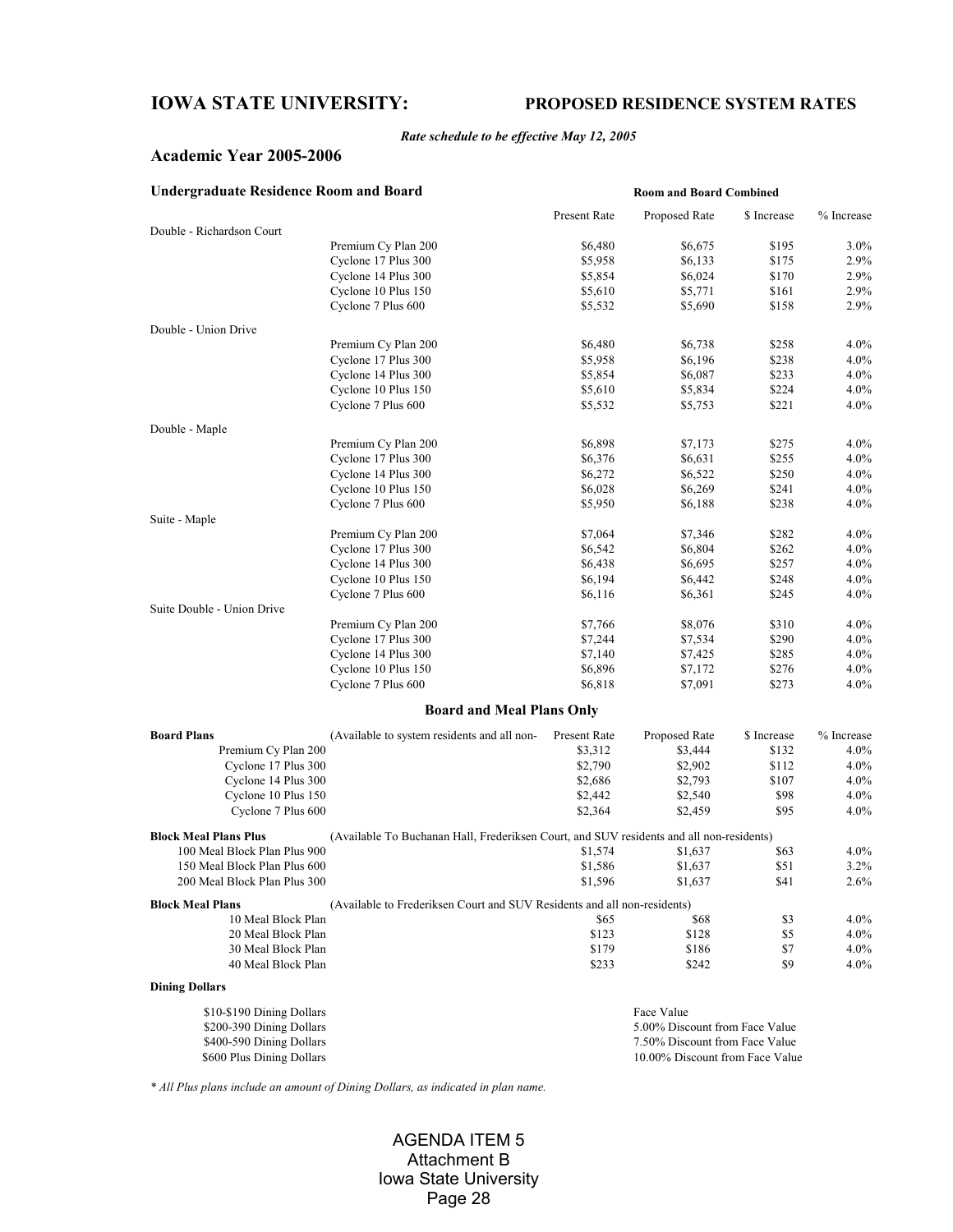## IOWA STATE UNIVERSITY: PROPOSED RESIDENCE SYSTEM RATES

*Rate schedule to be effective May 12, 2005*

### Academic Year 2005-2006

#### Undergraduate Residence Room and Board

| | | Room and Board Combined | | | |
|---|---|---|---|---|---|
| | | Present Rate | Proposed Rate | $ Increase | % Increase |
| Double - Richardson Court | | | | | |
| | Premium Cy Plan 200 | $6,480 | $6,675 | $195 | 3.0% |
| | Cyclone 17 Plus 300 | $5,958 | $6,133 | $175 | 2.9% |
| | Cyclone 14 Plus 300 | $5,854 | $6,024 | $170 | 2.9% |
| | Cyclone 10 Plus 150 | $5,610 | $5,771 | $161 | 2.9% |
| | Cyclone 7 Plus 600 | $5,532 | $5,690 | $158 | 2.9% |
| Double - Union Drive | | | | | |
| | Premium Cy Plan 200 | $6,480 | $6,738 | $258 | 4.0% |
| | Cyclone 17 Plus 300 | $5,958 | $6,196 | $238 | 4.0% |
| | Cyclone 14 Plus 300 | $5,854 | $6,087 | $233 | 4.0% |
| | Cyclone 10 Plus 150 | $5,610 | $5,834 | $224 | 4.0% |
| | Cyclone 7 Plus 600 | $5,532 | $5,753 | $221 | 4.0% |
| Double - Maple | | | | | |
| | Premium Cy Plan 200 | $6,898 | $7,173 | $275 | 4.0% |
| | Cyclone 17 Plus 300 | $6,376 | $6,631 | $255 | 4.0% |
| | Cyclone 14 Plus 300 | $6,272 | $6,522 | $250 | 4.0% |
| | Cyclone 10 Plus 150 | $6,028 | $6,269 | $241 | 4.0% |
| | Cyclone 7 Plus 600 | $5,950 | $6,188 | $238 | 4.0% |
| Suite - Maple | | | | | |
| | Premium Cy Plan 200 | $7,064 | $7,346 | $282 | 4.0% |
| | Cyclone 17 Plus 300 | $6,542 | $6,804 | $262 | 4.0% |
| | Cyclone 14 Plus 300 | $6,438 | $6,695 | $257 | 4.0% |
| | Cyclone 10 Plus 150 | $6,194 | $6,442 | $248 | 4.0% |
| | Cyclone 7 Plus 600 | $6,116 | $6,361 | $245 | 4.0% |
| Suite Double - Union Drive | | | | | |
| | Premium Cy Plan 200 | $7,766 | $8,076 | $310 | 4.0% |
| | Cyclone 17 Plus 300 | $7,244 | $7,534 | $290 | 4.0% |
| | Cyclone 14 Plus 300 | $7,140 | $7,425 | $285 | 4.0% |
| | Cyclone 10 Plus 150 | $6,896 | $7,172 | $276 | 4.0% |
| | Cyclone 7 Plus 600 | $6,818 | $7,091 | $273 | 4.0% |

#### Board and Meal Plans Only

| **Board Plans** | (Available to system residents and all non- | Present Rate | Proposed Rate | $ Increase | % Increase |
|---|---|---|---|---|---|
| Premium Cy Plan 200 | | $3,312 | $3,444 | $132 | 4.0% |
| Cyclone 17 Plus 300 | | $2,790 | $2,902 | $112 | 4.0% |
| Cyclone 14 Plus 300 | | $2,686 | $2,793 | $107 | 4.0% |
| Cyclone 10 Plus 150 | | $2,442 | $2,540 | $98 | 4.0% |
| Cyclone 7 Plus 600 | | $2,364 | $2,459 | $95 | 4.0% |
| **Block Meal Plans Plus** | (Available To Buchanan Hall, Frederiksen Court, and SUV residents and all non-residents) | | | | |
| 100 Meal Block Plan Plus 900 | | $1,574 | $1,637 | $63 | 4.0% |
| 150 Meal Block Plan Plus 600 | | $1,586 | $1,637 | $51 | 3.2% |
| 200 Meal Block Plan Plus 300 | | $1,596 | $1,637 | $41 | 2.6% |
| **Block Meal Plans** | (Available to Frederiksen Court and SUV Residents and all non-residents) | | | | |
| 10 Meal Block Plan | | $65 | $68 | $3 | 4.0% |
| 20 Meal Block Plan | | $123 | $128 | $5 | 4.0% |
| 30 Meal Block Plan | | $179 | $186 | $7 | 4.0% |
| 40 Meal Block Plan | | $233 | $242 | $9 | 4.0% |

**Dining Dollars**

| | |
|---|---|
| $10-$190 Dining Dollars | Face Value |
| $200-390 Dining Dollars | 5.00% Discount from Face Value |
| $400-590 Dining Dollars | 7.50% Discount from Face Value |
| $600 Plus Dining Dollars | 10.00% Discount from Face Value |

*\* All Plus plans include an amount of Dining Dollars, as indicated in plan name.*

AGENDA ITEM 5
Attachment B
Iowa State University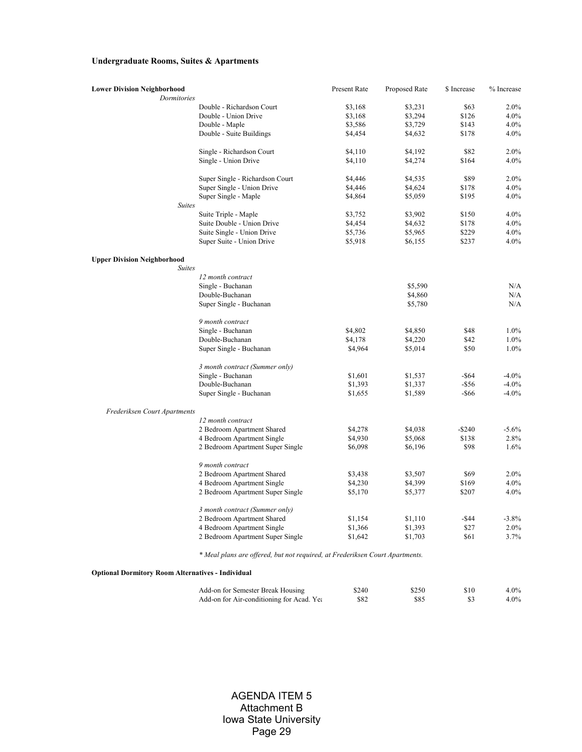## Undergraduate Rooms, Suites & Apartments

| **Lower Division Neighborhood** | | Present Rate | Proposed Rate | $ Increase | % Increase |
|---|---|---|---|---|---|
| *Dormitories* | | | | | |
| | Double - Richardson Court | $3,168 | $3,231 | $63 | 2.0% |
| | Double - Union Drive | $3,168 | $3,294 | $126 | 4.0% |
| | Double - Maple | $3,586 | $3,729 | $143 | 4.0% |
| | Double - Suite Buildings | $4,454 | $4,632 | $178 | 4.0% |
| | Single - Richardson Court | $4,110 | $4,192 | $82 | 2.0% |
| | Single - Union Drive | $4,110 | $4,274 | $164 | 4.0% |
| | Super Single - Richardson Court | $4,446 | $4,535 | $89 | 2.0% |
| | Super Single - Union Drive | $4,446 | $4,624 | $178 | 4.0% |
| | Super Single - Maple | $4,864 | $5,059 | $195 | 4.0% |
| *Suites* | | | | | |
| | Suite Triple - Maple | $3,752 | $3,902 | $150 | 4.0% |
| | Suite Double - Union Drive | $4,454 | $4,632 | $178 | 4.0% |
| | Suite Single - Union Drive | $5,736 | $5,965 | $229 | 4.0% |
| | Super Suite - Union Drive | $5,918 | $6,155 | $237 | 4.0% |
| **Upper Division Neighborhood** | | | | | |
| *Suites* | | | | | |
| | *12 month contract* | | | | |
| | Single - Buchanan | | $5,590 | | N/A |
| | Double-Buchanan | | $4,860 | | N/A |
| | Super Single - Buchanan | | $5,780 | | N/A |
| | *9 month contract* | | | | |
| | Single - Buchanan | $4,802 | $4,850 | $48 | 1.0% |
| | Double-Buchanan | $4,178 | $4,220 | $42 | 1.0% |
| | Super Single - Buchanan | $4,964 | $5,014 | $50 | 1.0% |
| | *3 month contract (Summer only)* | | | | |
| | Single - Buchanan | $1,601 | $1,537 | -$64 | -4.0% |
| | Double-Buchanan | $1,393 | $1,337 | -$56 | -4.0% |
| | Super Single - Buchanan | $1,655 | $1,589 | -$66 | -4.0% |
| *Frederiksen Court Apartments* | | | | | |
| | *12 month contract* | | | | |
| | 2 Bedroom Apartment Shared | $4,278 | $4,038 | -$240 | -5.6% |
| | 4 Bedroom Apartment Single | $4,930 | $5,068 | $138 | 2.8% |
| | 2 Bedroom Apartment Super Single | $6,098 | $6,196 | $98 | 1.6% |
| | *9 month contract* | | | | |
| | 2 Bedroom Apartment Shared | $3,438 | $3,507 | $69 | 2.0% |
| | 4 Bedroom Apartment Single | $4,230 | $4,399 | $169 | 4.0% |
| | 2 Bedroom Apartment Super Single | $5,170 | $5,377 | $207 | 4.0% |
| | *3 month contract (Summer only)* | | | | |
| | 2 Bedroom Apartment Shared | $1,154 | $1,110 | -$44 | -3.8% |
| | 4 Bedroom Apartment Single | $1,366 | $1,393 | $27 | 2.0% |
| | 2 Bedroom Apartment Super Single | $1,642 | $1,703 | $61 | 3.7% |

*\* Meal plans are offered, but not required, at Frederiksen Court Apartments.*

| **Optional Dormitory Room Alternatives - Individual** | | | | |
|---|---|---|---|---|
| Add-on for Semester Break Housing | $240 | $250 | $10 | 4.0% |
| Add-on for Air-conditioning for Acad. Yea | $82 | $85 | $3 | 4.0% |

AGENDA ITEM 5
Attachment B
Iowa State University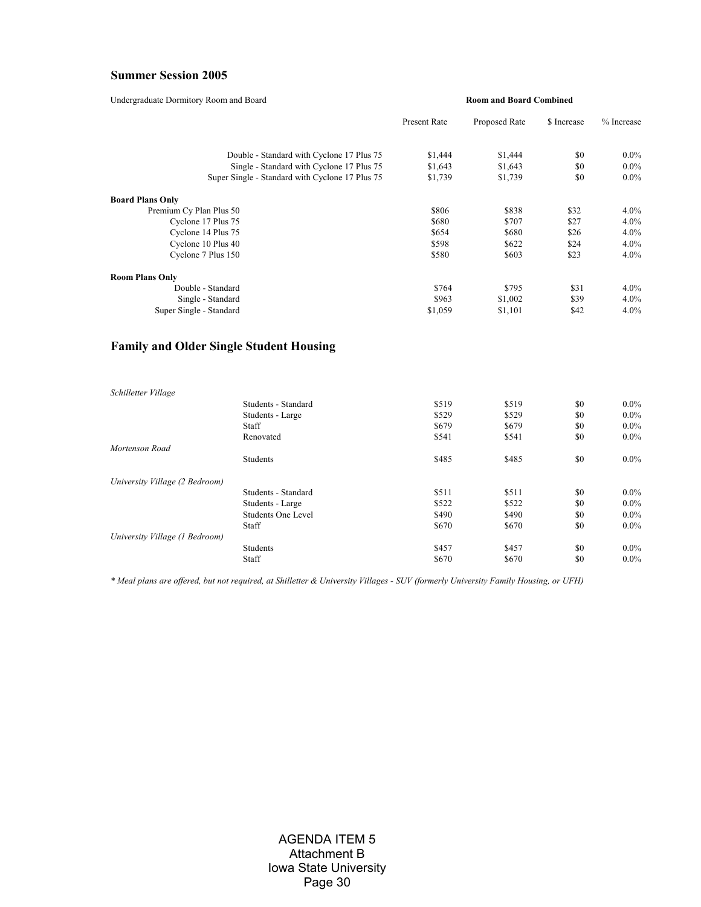## Summer Session 2005

| Undergraduate Dormitory Room and Board | Room and Board Combined | | | |
|---|---|---|---|---|
| | Present Rate | Proposed Rate | $ Increase | % Increase |
| Double - Standard with Cyclone 17 Plus 75 | $1,444 | $1,444 | $0 | 0.0% |
| Single - Standard with Cyclone 17 Plus 75 | $1,643 | $1,643 | $0 | 0.0% |
| Super Single - Standard with Cyclone 17 Plus 75 | $1,739 | $1,739 | $0 | 0.0% |
| **Board Plans Only** | | | | |
| Premium Cy Plan Plus 50 | $806 | $838 | $32 | 4.0% |
| Cyclone 17 Plus 75 | $680 | $707 | $27 | 4.0% |
| Cyclone 14 Plus 75 | $654 | $680 | $26 | 4.0% |
| Cyclone 10 Plus 40 | $598 | $622 | $24 | 4.0% |
| Cyclone 7 Plus 150 | $580 | $603 | $23 | 4.0% |
| **Room Plans Only** | | | | |
| Double - Standard | $764 | $795 | $31 | 4.0% |
| Single - Standard | $963 | $1,002 | $39 | 4.0% |
| Super Single - Standard | $1,059 | $1,101 | $42 | 4.0% |

## Family and Older Single Student Housing

| | | Present Rate | Proposed Rate | $ Increase | % Increase |
|---|---|---|---|---|---|
| *Schilletter Village* | | | | | |
| | Students - Standard | $519 | $519 | $0 | 0.0% |
| | Students - Large | $529 | $529 | $0 | 0.0% |
| | Staff | $679 | $679 | $0 | 0.0% |
| | Renovated | $541 | $541 | $0 | 0.0% |
| *Mortenson Road* | | | | | |
| | Students | $485 | $485 | $0 | 0.0% |
| *University Village (2 Bedroom)* | | | | | |
| | Students - Standard | $511 | $511 | $0 | 0.0% |
| | Students - Large | $522 | $522 | $0 | 0.0% |
| | Students One Level | $490 | $490 | $0 | 0.0% |
| | Staff | $670 | $670 | $0 | 0.0% |
| *University Village (1 Bedroom)* | | | | | |
| | Students | $457 | $457 | $0 | 0.0% |
| | Staff | $670 | $670 | $0 | 0.0% |

*\* Meal plans are offered, but not required, at Shilletter & University Villages - SUV (formerly University Family Housing, or UFH)*

AGENDA ITEM 5
Attachment B
Iowa State University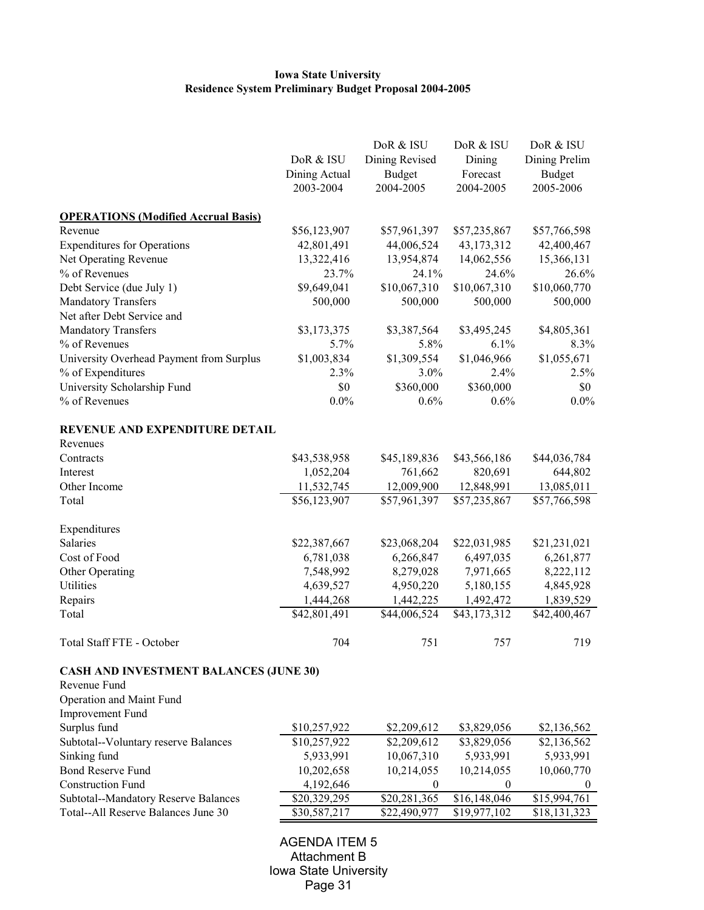**Iowa State University**
**Residence System Preliminary Budget Proposal 2004-2005**

| | DoR & ISU Dining Actual 2003-2004 | DoR & ISU Dining Revised Budget 2004-2005 | DoR & ISU Dining Forecast 2004-2005 | DoR & ISU Dining Prelim Budget 2005-2006 |
|---|---|---|---|---|
| **OPERATIONS (Modified Accrual Basis)** | | | | |
| Revenue | $56,123,907 | $57,961,397 | $57,235,867 | $57,766,598 |
| Expenditures for Operations | 42,801,491 | 44,006,524 | 43,173,312 | 42,400,467 |
| Net Operating Revenue | 13,322,416 | 13,954,874 | 14,062,556 | 15,366,131 |
| % of Revenues | 23.7% | 24.1% | 24.6% | 26.6% |
| Debt Service (due July 1) | $9,649,041 | $10,067,310 | $10,067,310 | $10,060,770 |
| Mandatory Transfers | 500,000 | 500,000 | 500,000 | 500,000 |
| Net after Debt Service and Mandatory Transfers | $3,173,375 | $3,387,564 | $3,495,245 | $4,805,361 |
| % of Revenues | 5.7% | 5.8% | 6.1% | 8.3% |
| University Overhead Payment from Surplus | $1,003,834 | $1,309,554 | $1,046,966 | $1,055,671 |
| % of Expenditures | 2.3% | 3.0% | 2.4% | 2.5% |
| University Scholarship Fund | $0 | $360,000 | $360,000 | $0 |
| % of Revenues | 0.0% | 0.6% | 0.6% | 0.0% |
| **REVENUE AND EXPENDITURE DETAIL** | | | | |
| Revenues | | | | |
| Contracts | $43,538,958 | $45,189,836 | $43,566,186 | $44,036,784 |
| Interest | 1,052,204 | 761,662 | 820,691 | 644,802 |
| Other Income | 11,532,745 | 12,009,900 | 12,848,991 | 13,085,011 |
| Total | $56,123,907 | $57,961,397 | $57,235,867 | $57,766,598 |
| Expenditures | | | | |
| Salaries | $22,387,667 | $23,068,204 | $22,031,985 | $21,231,021 |
| Cost of Food | 6,781,038 | 6,266,847 | 6,497,035 | 6,261,877 |
| Other Operating | 7,548,992 | 8,279,028 | 7,971,665 | 8,222,112 |
| Utilities | 4,639,527 | 4,950,220 | 5,180,155 | 4,845,928 |
| Repairs | 1,444,268 | 1,442,225 | 1,492,472 | 1,839,529 |
| Total | $42,801,491 | $44,006,524 | $43,173,312 | $42,400,467 |
| Total Staff FTE - October | 704 | 751 | 757 | 719 |
| **CASH AND INVESTMENT BALANCES (JUNE 30)** | | | | |
| Revenue Fund | | | | |
| Operation and Maint Fund | | | | |
| Improvement Fund | | | | |
| Surplus fund | $10,257,922 | $2,209,612 | $3,829,056 | $2,136,562 |
| Subtotal--Voluntary reserve Balances | $10,257,922 | $2,209,612 | $3,829,056 | $2,136,562 |
| Sinking fund | 5,933,991 | 10,067,310 | 5,933,991 | 5,933,991 |
| Bond Reserve Fund | 10,202,658 | 10,214,055 | 10,214,055 | 10,060,770 |
| Construction Fund | 4,192,646 | 0 | 0 | 0 |
| Subtotal--Mandatory Reserve Balances | $20,329,295 | $20,281,365 | $16,148,046 | $15,994,761 |
| Total--All Reserve Balances June 30 | $30,587,217 | $22,490,977 | $19,977,102 | $18,131,323 |

AGENDA ITEM 5
Attachment B
Iowa State University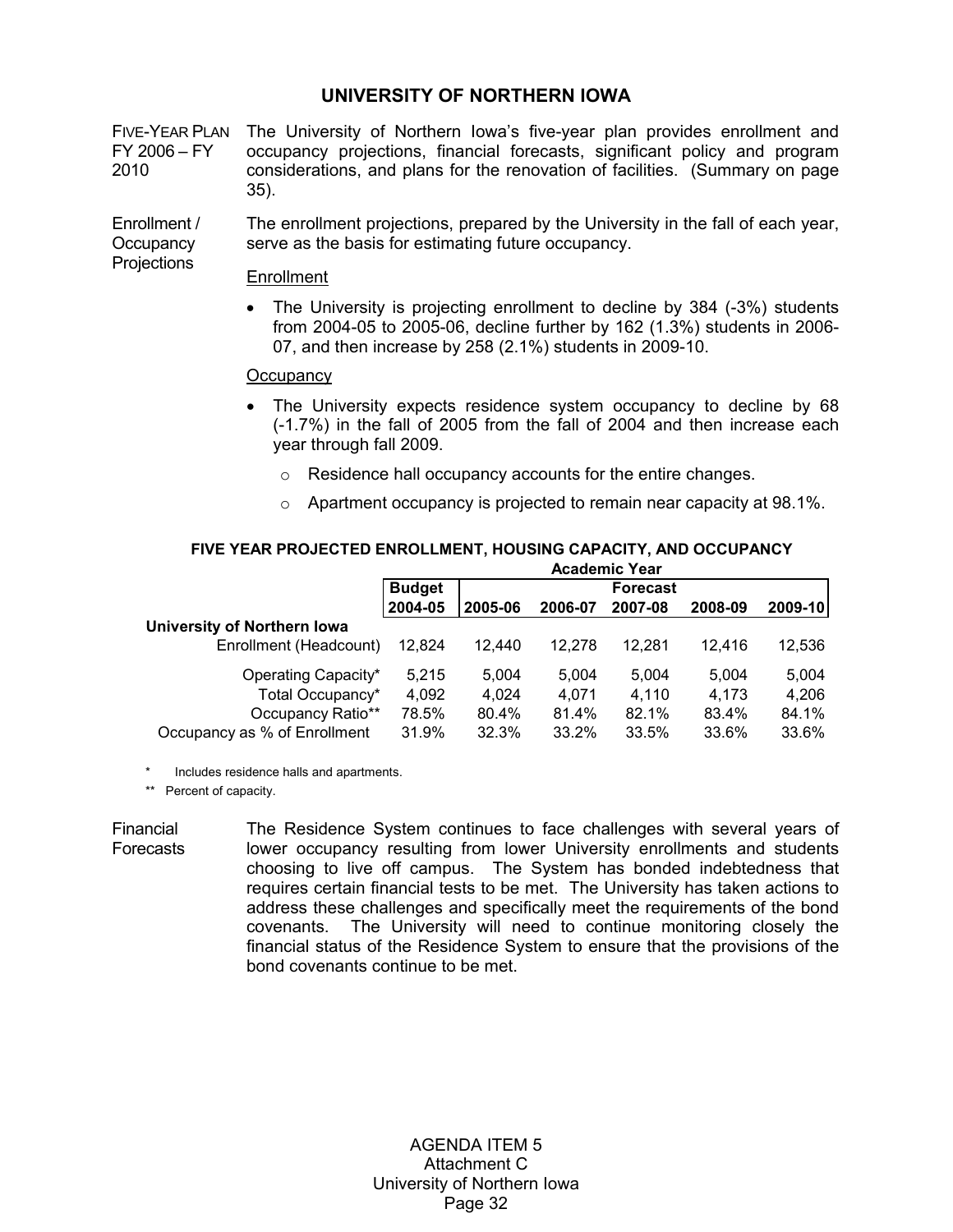# UNIVERSITY OF NORTHERN IOWA

**FIVE-YEAR PLAN FY 2006 – FY 2010**

The University of Northern Iowa's five-year plan provides enrollment and occupancy projections, financial forecasts, significant policy and program considerations, and plans for the renovation of facilities. (Summary on page 35).

**Enrollment / Occupancy Projections**

The enrollment projections, prepared by the University in the fall of each year, serve as the basis for estimating future occupancy.

Enrollment

- The University is projecting enrollment to decline by 384 (-3%) students from 2004-05 to 2005-06, decline further by 162 (1.3%) students in 2006-07, and then increase by 258 (2.1%) students in 2009-10.

Occupancy

- The University expects residence system occupancy to decline by 68 (-1.7%) in the fall of 2005 from the fall of 2004 and then increase each year through fall 2009.
  - Residence hall occupancy accounts for the entire changes.
  - Apartment occupancy is projected to remain near capacity at 98.1%.

**FIVE YEAR PROJECTED ENROLLMENT, HOUSING CAPACITY, AND OCCUPANCY**

| | Academic Year | | | | | |
|---|---|---|---|---|---|---|
| | Budget | Forecast | | | | |
| | 2004-05 | 2005-06 | 2006-07 | 2007-08 | 2008-09 | 2009-10 |
| **University of Northern Iowa** | | | | | | |
| Enrollment (Headcount) | 12,824 | 12,440 | 12,278 | 12,281 | 12,416 | 12,536 |
| Operating Capacity* | 5,215 | 5,004 | 5,004 | 5,004 | 5,004 | 5,004 |
| Total Occupancy* | 4,092 | 4,024 | 4,071 | 4,110 | 4,173 | 4,206 |
| Occupancy Ratio** | 78.5% | 80.4% | 81.4% | 82.1% | 83.4% | 84.1% |
| Occupancy as % of Enrollment | 31.9% | 32.3% | 33.2% | 33.5% | 33.6% | 33.6% |

\* Includes residence halls and apartments.

** Percent of capacity.

**Financial Forecasts**

The Residence System continues to face challenges with several years of lower occupancy resulting from lower University enrollments and students choosing to live off campus. The System has bonded indebtedness that requires certain financial tests to be met. The University has taken actions to address these challenges and specifically meet the requirements of the bond covenants. The University will need to continue monitoring closely the financial status of the Residence System to ensure that the provisions of the bond covenants continue to be met.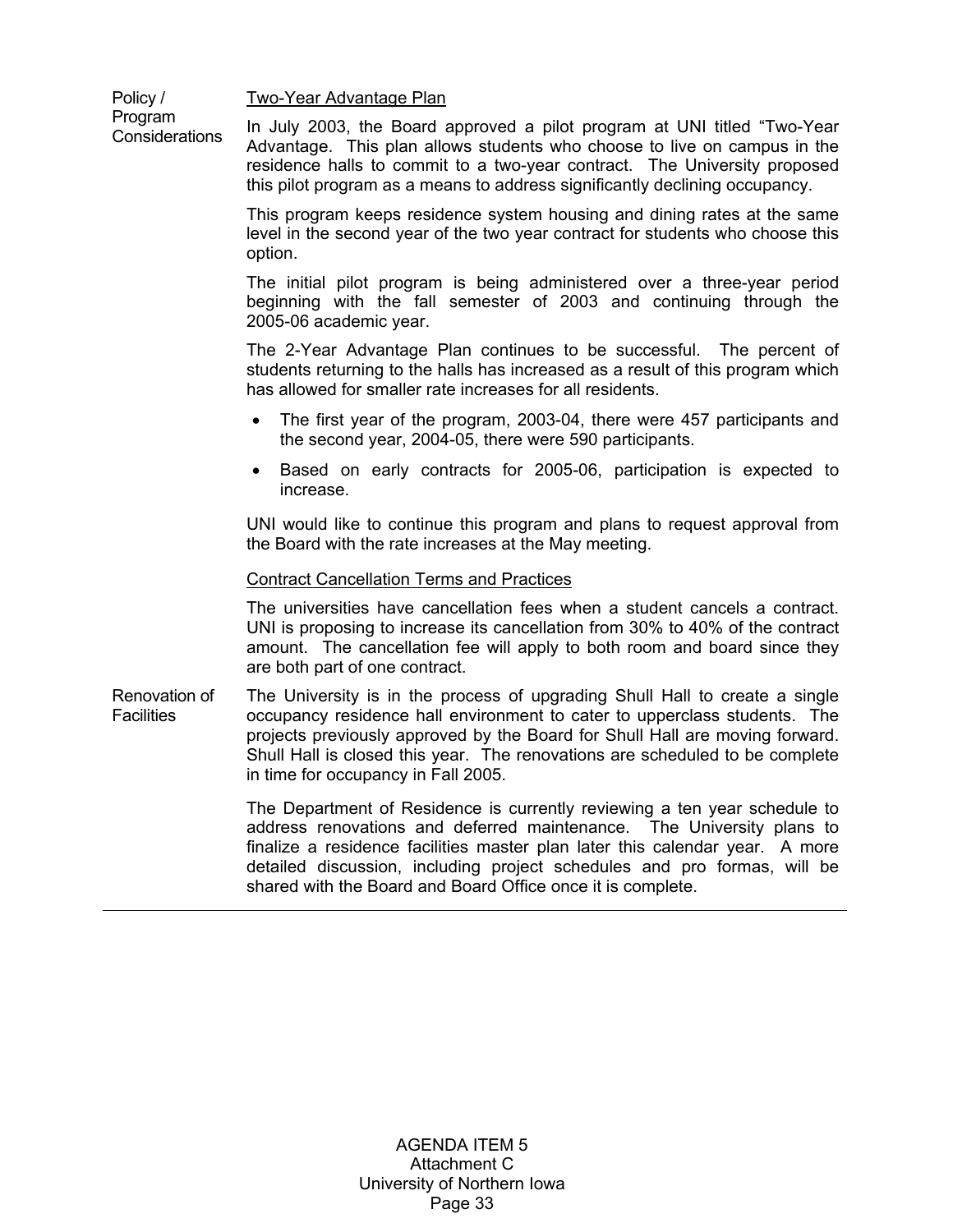**Policy / Program Considerations**

Two-Year Advantage Plan

In July 2003, the Board approved a pilot program at UNI titled "Two-Year Advantage. This plan allows students who choose to live on campus in the residence halls to commit to a two-year contract. The University proposed this pilot program as a means to address significantly declining occupancy.

This program keeps residence system housing and dining rates at the same level in the second year of the two year contract for students who choose this option.

The initial pilot program is being administered over a three-year period beginning with the fall semester of 2003 and continuing through the 2005-06 academic year.

The 2-Year Advantage Plan continues to be successful. The percent of students returning to the halls has increased as a result of this program which has allowed for smaller rate increases for all residents.

- The first year of the program, 2003-04, there were 457 participants and the second year, 2004-05, there were 590 participants.
- Based on early contracts for 2005-06, participation is expected to increase.

UNI would like to continue this program and plans to request approval from the Board with the rate increases at the May meeting.

Contract Cancellation Terms and Practices

The universities have cancellation fees when a student cancels a contract. UNI is proposing to increase its cancellation from 30% to 40% of the contract amount. The cancellation fee will apply to both room and board since they are both part of one contract.

**Renovation of Facilities**

The University is in the process of upgrading Shull Hall to create a single occupancy residence hall environment to cater to upperclass students. The projects previously approved by the Board for Shull Hall are moving forward. Shull Hall is closed this year. The renovations are scheduled to be complete in time for occupancy in Fall 2005.

The Department of Residence is currently reviewing a ten year schedule to address renovations and deferred maintenance. The University plans to finalize a residence facilities master plan later this calendar year. A more detailed discussion, including project schedules and pro formas, will be shared with the Board and Board Office once it is complete.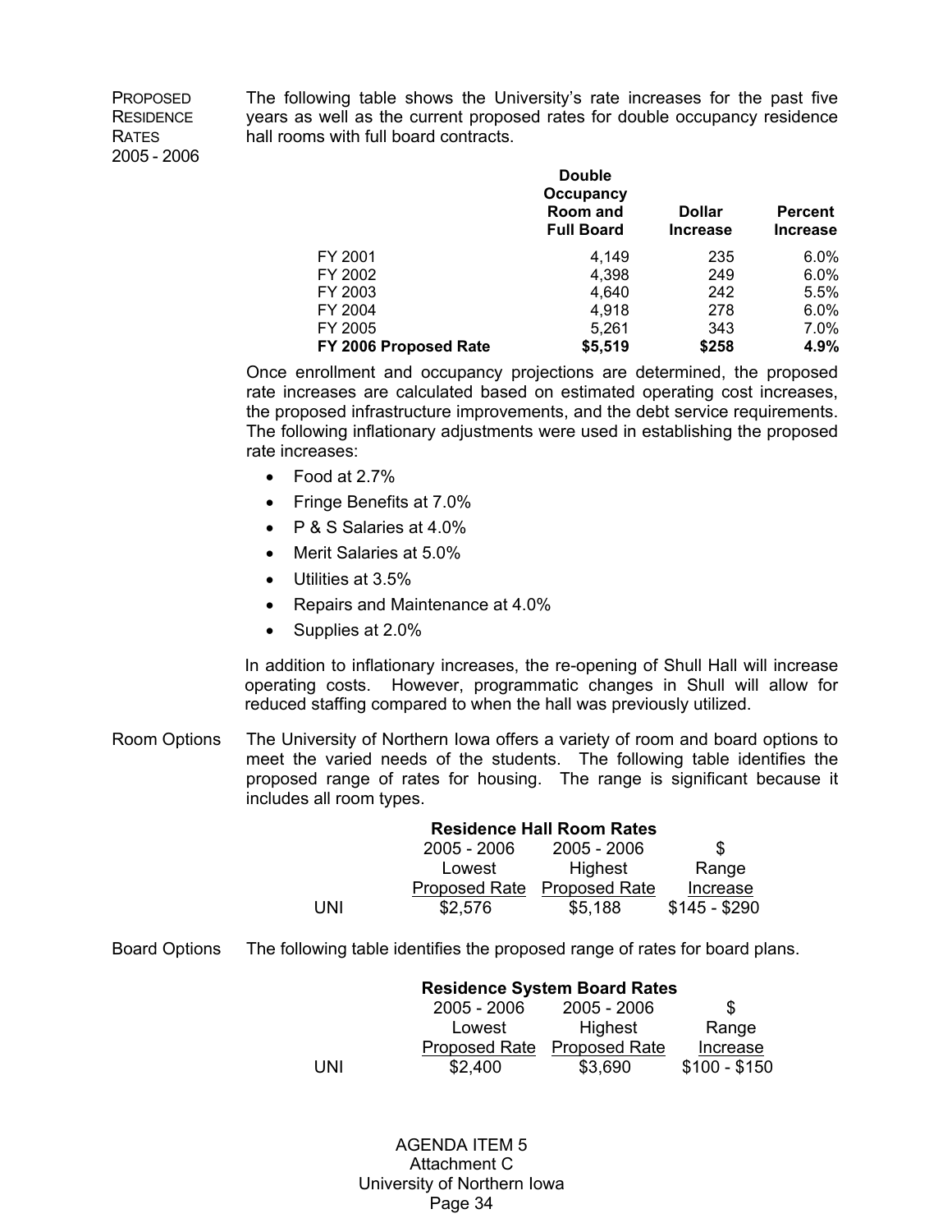**PROPOSED RESIDENCE RATES 2005 - 2006**

The following table shows the University's rate increases for the past five years as well as the current proposed rates for double occupancy residence hall rooms with full board contracts.

| | Double Occupancy Room and Full Board | Dollar Increase | Percent Increase |
|---|---|---|---|
| FY 2001 | 4,149 | 235 | 6.0% |
| FY 2002 | 4,398 | 249 | 6.0% |
| FY 2003 | 4,640 | 242 | 5.5% |
| FY 2004 | 4,918 | 278 | 6.0% |
| FY 2005 | 5,261 | 343 | 7.0% |
| **FY 2006 Proposed Rate** | **$5,519** | **$258** | **4.9%** |

Once enrollment and occupancy projections are determined, the proposed rate increases are calculated based on estimated operating cost increases, the proposed infrastructure improvements, and the debt service requirements. The following inflationary adjustments were used in establishing the proposed rate increases:

- Food at 2.7%
- Fringe Benefits at 7.0%
- P & S Salaries at 4.0%
- Merit Salaries at 5.0%
- Utilities at 3.5%
- Repairs and Maintenance at 4.0%
- Supplies at 2.0%

In addition to inflationary increases, the re-opening of Shull Hall will increase operating costs. However, programmatic changes in Shull will allow for reduced staffing compared to when the hall was previously utilized.

**Room Options**

The University of Northern Iowa offers a variety of room and board options to meet the varied needs of the students. The following table identifies the proposed range of rates for housing. The range is significant because it includes all room types.

**Residence Hall Room Rates**

| | 2005 - 2006 Lowest Proposed Rate | 2005 - 2006 Highest Proposed Rate | $ Range Increase |
|---|---|---|---|
| UNI | $2,576 | $5,188 | $145 - $290 |

**Board Options**

The following table identifies the proposed range of rates for board plans.

**Residence System Board Rates**

| | 2005 - 2006 Lowest Proposed Rate | 2005 - 2006 Highest Proposed Rate | $ Range Increase |
|---|---|---|---|
| UNI | $2,400 | $3,690 | $100 - $150 |

AGENDA ITEM 5
Attachment C
University of Northern Iowa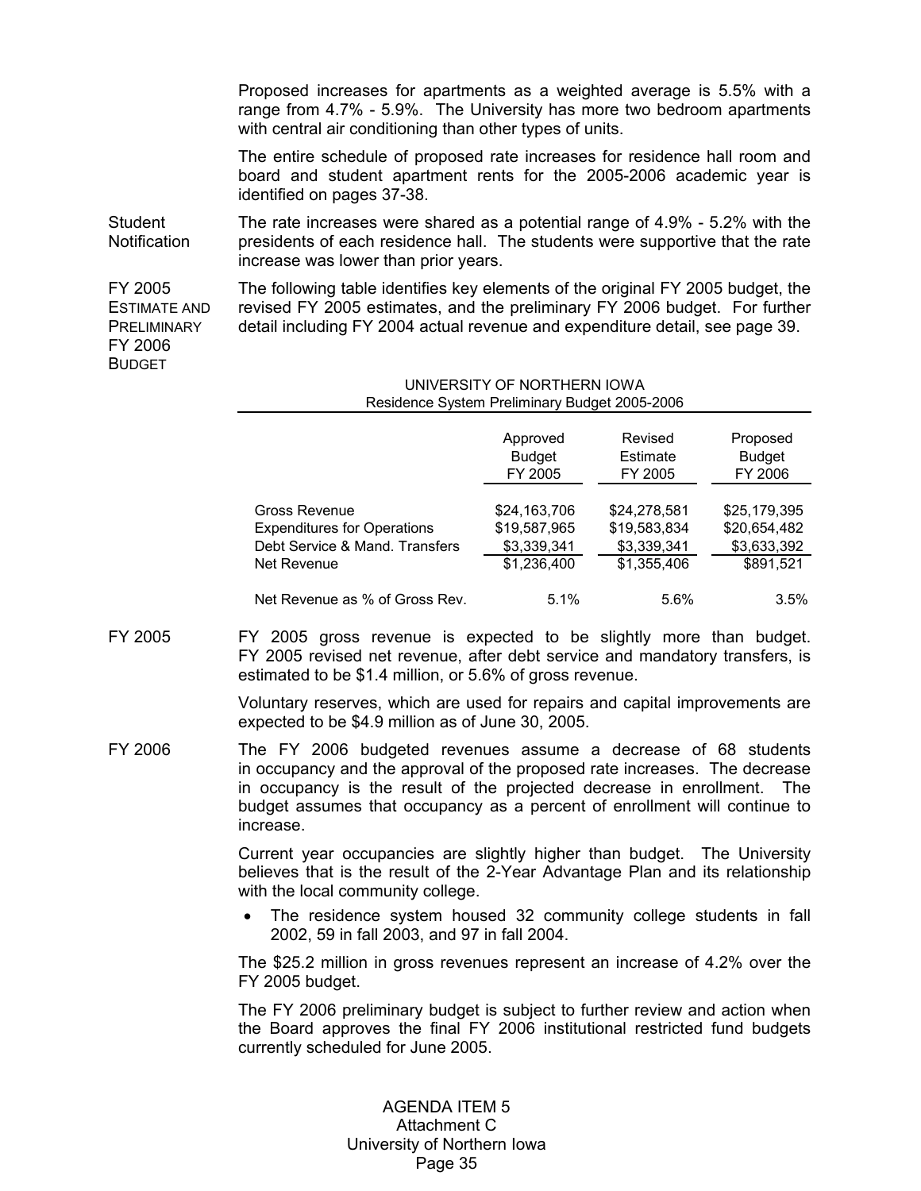Proposed increases for apartments as a weighted average is 5.5% with a range from 4.7% - 5.9%. The University has more two bedroom apartments with central air conditioning than other types of units.

The entire schedule of proposed rate increases for residence hall room and board and student apartment rents for the 2005-2006 academic year is identified on pages 37-38.

**Student Notification**

The rate increases were shared as a potential range of 4.9% - 5.2% with the presidents of each residence hall. The students were supportive that the rate increase was lower than prior years.

**FY 2005 ESTIMATE AND PRELIMINARY FY 2006 BUDGET**

The following table identifies key elements of the original FY 2005 budget, the revised FY 2005 estimates, and the preliminary FY 2006 budget. For further detail including FY 2004 actual revenue and expenditure detail, see page 39.

UNIVERSITY OF NORTHERN IOWA
Residence System Preliminary Budget 2005-2006

| | Approved Budget FY 2005 | Revised Estimate FY 2005 | Proposed Budget FY 2006 |
|---|---|---|---|
| Gross Revenue | $24,163,706 | $24,278,581 | $25,179,395 |
| Expenditures for Operations | $19,587,965 | $19,583,834 | $20,654,482 |
| Debt Service & Mand. Transfers | $3,339,341 | $3,339,341 | $3,633,392 |
| Net Revenue | $1,236,400 | $1,355,406 | $891,521 |
| Net Revenue as % of Gross Rev. | 5.1% | 5.6% | 3.5% |

**FY 2005**

FY 2005 gross revenue is expected to be slightly more than budget. FY 2005 revised net revenue, after debt service and mandatory transfers, is estimated to be $1.4 million, or 5.6% of gross revenue.

Voluntary reserves, which are used for repairs and capital improvements are expected to be $4.9 million as of June 30, 2005.

**FY 2006**

The FY 2006 budgeted revenues assume a decrease of 68 students in occupancy and the approval of the proposed rate increases. The decrease in occupancy is the result of the projected decrease in enrollment. The budget assumes that occupancy as a percent of enrollment will continue to increase.

Current year occupancies are slightly higher than budget. The University believes that is the result of the 2-Year Advantage Plan and its relationship with the local community college.

- The residence system housed 32 community college students in fall 2002, 59 in fall 2003, and 97 in fall 2004.

The $25.2 million in gross revenues represent an increase of 4.2% over the FY 2005 budget.

The FY 2006 preliminary budget is subject to further review and action when the Board approves the final FY 2006 institutional restricted fund budgets currently scheduled for June 2005.

AGENDA ITEM 5
Attachment C
University of Northern Iowa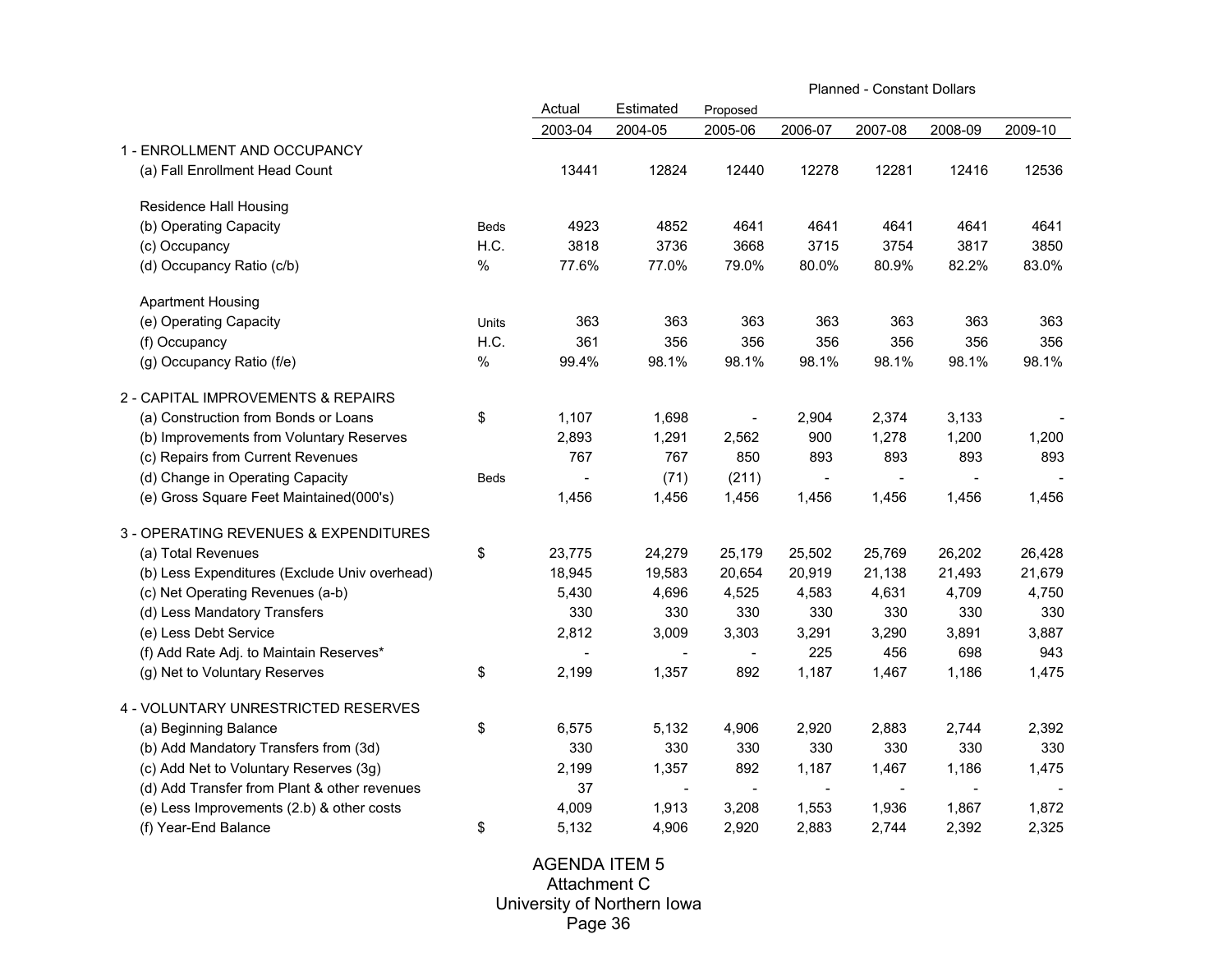| | | Actual | Estimated | Proposed | Planned - Constant Dollars | | | |
|---|---|---|---|---|---|---|---|---|
| | | 2003-04 | 2004-05 | 2005-06 | 2006-07 | 2007-08 | 2008-09 | 2009-10 |
| 1 - ENROLLMENT AND OCCUPANCY | | | | | | | | |
| (a) Fall Enrollment Head Count | | 13441 | 12824 | 12440 | 12278 | 12281 | 12416 | 12536 |
| Residence Hall Housing | | | | | | | | |
| (b) Operating Capacity | Beds | 4923 | 4852 | 4641 | 4641 | 4641 | 4641 | 4641 |
| (c) Occupancy | H.C. | 3818 | 3736 | 3668 | 3715 | 3754 | 3817 | 3850 |
| (d) Occupancy Ratio (c/b) | % | 77.6% | 77.0% | 79.0% | 80.0% | 80.9% | 82.2% | 83.0% |
| Apartment Housing | | | | | | | | |
| (e) Operating Capacity | Units | 363 | 363 | 363 | 363 | 363 | 363 | 363 |
| (f) Occupancy | H.C. | 361 | 356 | 356 | 356 | 356 | 356 | 356 |
| (g) Occupancy Ratio (f/e) | % | 99.4% | 98.1% | 98.1% | 98.1% | 98.1% | 98.1% | 98.1% |
| 2 - CAPITAL IMPROVEMENTS & REPAIRS | | | | | | | | |
| (a) Construction from Bonds or Loans | $ | 1,107 | 1,698 | - | 2,904 | 2,374 | 3,133 | - |
| (b) Improvements from Voluntary Reserves | | 2,893 | 1,291 | 2,562 | 900 | 1,278 | 1,200 | 1,200 |
| (c) Repairs from Current Revenues | | 767 | 767 | 850 | 893 | 893 | 893 | 893 |
| (d) Change in Operating Capacity | Beds | - | (71) | (211) | - | - | - | - |
| (e) Gross Square Feet Maintained(000's) | | 1,456 | 1,456 | 1,456 | 1,456 | 1,456 | 1,456 | 1,456 |
| 3 - OPERATING REVENUES & EXPENDITURES | | | | | | | | |
| (a) Total Revenues | $ | 23,775 | 24,279 | 25,179 | 25,502 | 25,769 | 26,202 | 26,428 |
| (b) Less Expenditures (Exclude Univ overhead) | | 18,945 | 19,583 | 20,654 | 20,919 | 21,138 | 21,493 | 21,679 |
| (c) Net Operating Revenues (a-b) | | 5,430 | 4,696 | 4,525 | 4,583 | 4,631 | 4,709 | 4,750 |
| (d) Less Mandatory Transfers | | 330 | 330 | 330 | 330 | 330 | 330 | 330 |
| (e) Less Debt Service | | 2,812 | 3,009 | 3,303 | 3,291 | 3,290 | 3,891 | 3,887 |
| (f) Add Rate Adj. to Maintain Reserves* | | - | - | - | 225 | 456 | 698 | 943 |
| (g) Net to Voluntary Reserves | $ | 2,199 | 1,357 | 892 | 1,187 | 1,467 | 1,186 | 1,475 |
| 4 - VOLUNTARY UNRESTRICTED RESERVES | | | | | | | | |
| (a) Beginning Balance | $ | 6,575 | 5,132 | 4,906 | 2,920 | 2,883 | 2,744 | 2,392 |
| (b) Add Mandatory Transfers from (3d) | | 330 | 330 | 330 | 330 | 330 | 330 | 330 |
| (c) Add Net to Voluntary Reserves (3g) | | 2,199 | 1,357 | 892 | 1,187 | 1,467 | 1,186 | 1,475 |
| (d) Add Transfer from Plant & other revenues | | 37 | - | - | - | - | - | - |
| (e) Less Improvements (2.b) & other costs | | 4,009 | 1,913 | 3,208 | 1,553 | 1,936 | 1,867 | 1,872 |
| (f) Year-End Balance | $ | 5,132 | 4,906 | 2,920 | 2,883 | 2,744 | 2,392 | 2,325 |

AGENDA ITEM 5
Attachment C
University of Northern Iowa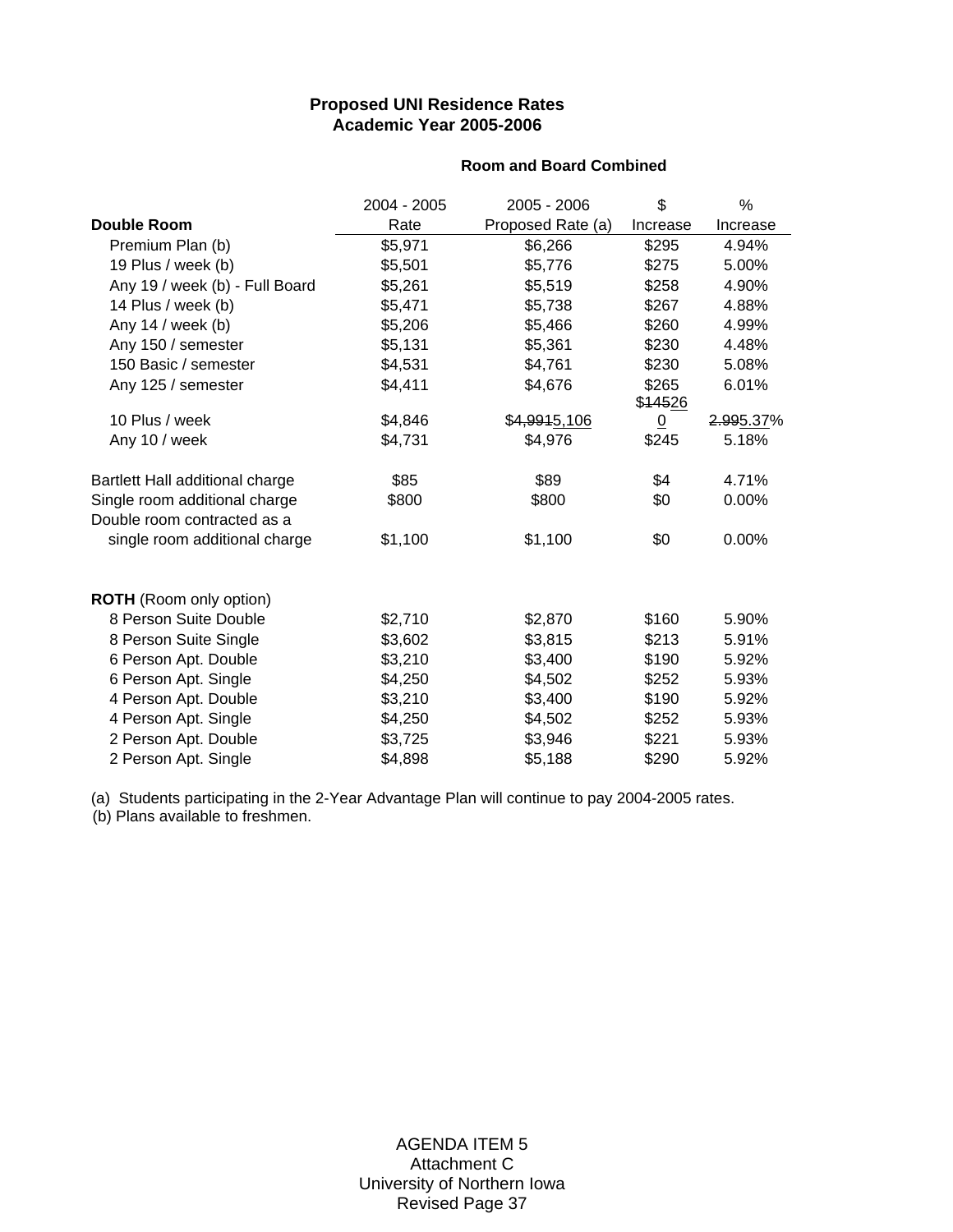**Proposed UNI Residence Rates**
**Academic Year 2005-2006**

**Room and Board Combined**

| **Double Room** | 2004 - 2005 Rate | 2005 - 2006 Proposed Rate (a) | $ Increase | % Increase |
|---|---|---|---|---|
| Premium Plan (b) | $5,971 | $6,266 | $295 | 4.94% |
| 19 Plus / week (b) | $5,501 | $5,776 | $275 | 5.00% |
| Any 19 / week (b) - Full Board | $5,261 | $5,519 | $258 | 4.90% |
| 14 Plus / week (b) | $5,471 | $5,738 | $267 | 4.88% |
| Any 14 / week (b) | $5,206 | $5,466 | $260 | 4.99% |
| Any 150 / semester | $5,131 | $5,361 | $230 | 4.48% |
| 150 Basic / semester | $4,531 | $4,761 | $230 | 5.08% |
| Any 125 / semester | $4,411 | $4,676 | $265 | 6.01% |
| 10 Plus / week | $4,846 | ~~$4,991~~5,106 | $~~145~~260 | ~~2.99~~5.37% |
| Any 10 / week | $4,731 | $4,976 | $245 | 5.18% |
| | | | | |
| Bartlett Hall additional charge | $85 | $89 | $4 | 4.71% |
| Single room additional charge | $800 | $800 | $0 | 0.00% |
| Double room contracted as a single room additional charge | $1,100 | $1,100 | $0 | 0.00% |
| | | | | |
| **ROTH** (Room only option) | | | | |
| 8 Person Suite Double | $2,710 | $2,870 | $160 | 5.90% |
| 8 Person Suite Single | $3,602 | $3,815 | $213 | 5.91% |
| 6 Person Apt. Double | $3,210 | $3,400 | $190 | 5.92% |
| 6 Person Apt. Single | $4,250 | $4,502 | $252 | 5.93% |
| 4 Person Apt. Double | $3,210 | $3,400 | $190 | 5.92% |
| 4 Person Apt. Single | $4,250 | $4,502 | $252 | 5.93% |
| 2 Person Apt. Double | $3,725 | $3,946 | $221 | 5.93% |
| 2 Person Apt. Single | $4,898 | $5,188 | $290 | 5.92% |

(a) Students participating in the 2-Year Advantage Plan will continue to pay 2004-2005 rates.
(b) Plans available to freshmen.

AGENDA ITEM 5
Attachment C
University of Northern Iowa
Revised Page 37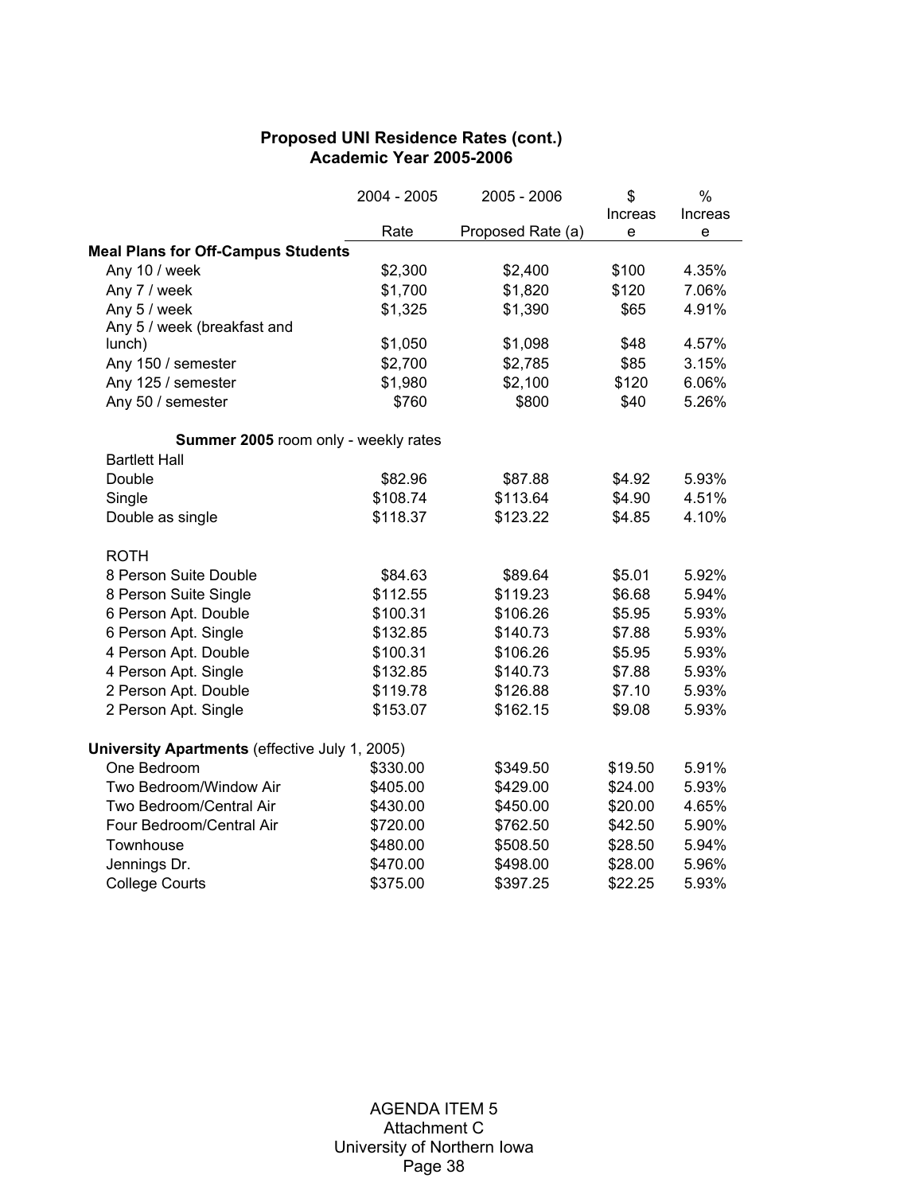# Proposed UNI Residence Rates (cont.)
## Academic Year 2005-2006

| | 2004 - 2005 Rate | 2005 - 2006 Proposed Rate (a) | $ Increase | % Increase |
|---|---|---|---|---|
| **Meal Plans for Off-Campus Students** | | | | |
| Any 10 / week | $2,300 | $2,400 | $100 | 4.35% |
| Any 7 / week | $1,700 | $1,820 | $120 | 7.06% |
| Any 5 / week | $1,325 | $1,390 | $65 | 4.91% |
| Any 5 / week (breakfast and lunch) | $1,050 | $1,098 | $48 | 4.57% |
| Any 150 / semester | $2,700 | $2,785 | $85 | 3.15% |
| Any 125 / semester | $1,980 | $2,100 | $120 | 6.06% |
| Any 50 / semester | $760 | $800 | $40 | 5.26% |
| **Summer 2005** room only - weekly rates | | | | |
| Bartlett Hall | | | | |
| Double | $82.96 | $87.88 | $4.92 | 5.93% |
| Single | $108.74 | $113.64 | $4.90 | 4.51% |
| Double as single | $118.37 | $123.22 | $4.85 | 4.10% |
| ROTH | | | | |
| 8 Person Suite Double | $84.63 | $89.64 | $5.01 | 5.92% |
| 8 Person Suite Single | $112.55 | $119.23 | $6.68 | 5.94% |
| 6 Person Apt. Double | $100.31 | $106.26 | $5.95 | 5.93% |
| 6 Person Apt. Single | $132.85 | $140.73 | $7.88 | 5.93% |
| 4 Person Apt. Double | $100.31 | $106.26 | $5.95 | 5.93% |
| 4 Person Apt. Single | $132.85 | $140.73 | $7.88 | 5.93% |
| 2 Person Apt. Double | $119.78 | $126.88 | $7.10 | 5.93% |
| 2 Person Apt. Single | $153.07 | $162.15 | $9.08 | 5.93% |
| **University Apartments** (effective July 1, 2005) | | | | |
| One Bedroom | $330.00 | $349.50 | $19.50 | 5.91% |
| Two Bedroom/Window Air | $405.00 | $429.00 | $24.00 | 5.93% |
| Two Bedroom/Central Air | $430.00 | $450.00 | $20.00 | 4.65% |
| Four Bedroom/Central Air | $720.00 | $762.50 | $42.50 | 5.90% |
| Townhouse | $480.00 | $508.50 | $28.50 | 5.94% |
| Jennings Dr. | $470.00 | $498.00 | $28.00 | 5.96% |
| College Courts | $375.00 | $397.25 | $22.25 | 5.93% |

AGENDA ITEM 5
Attachment C
University of Northern Iowa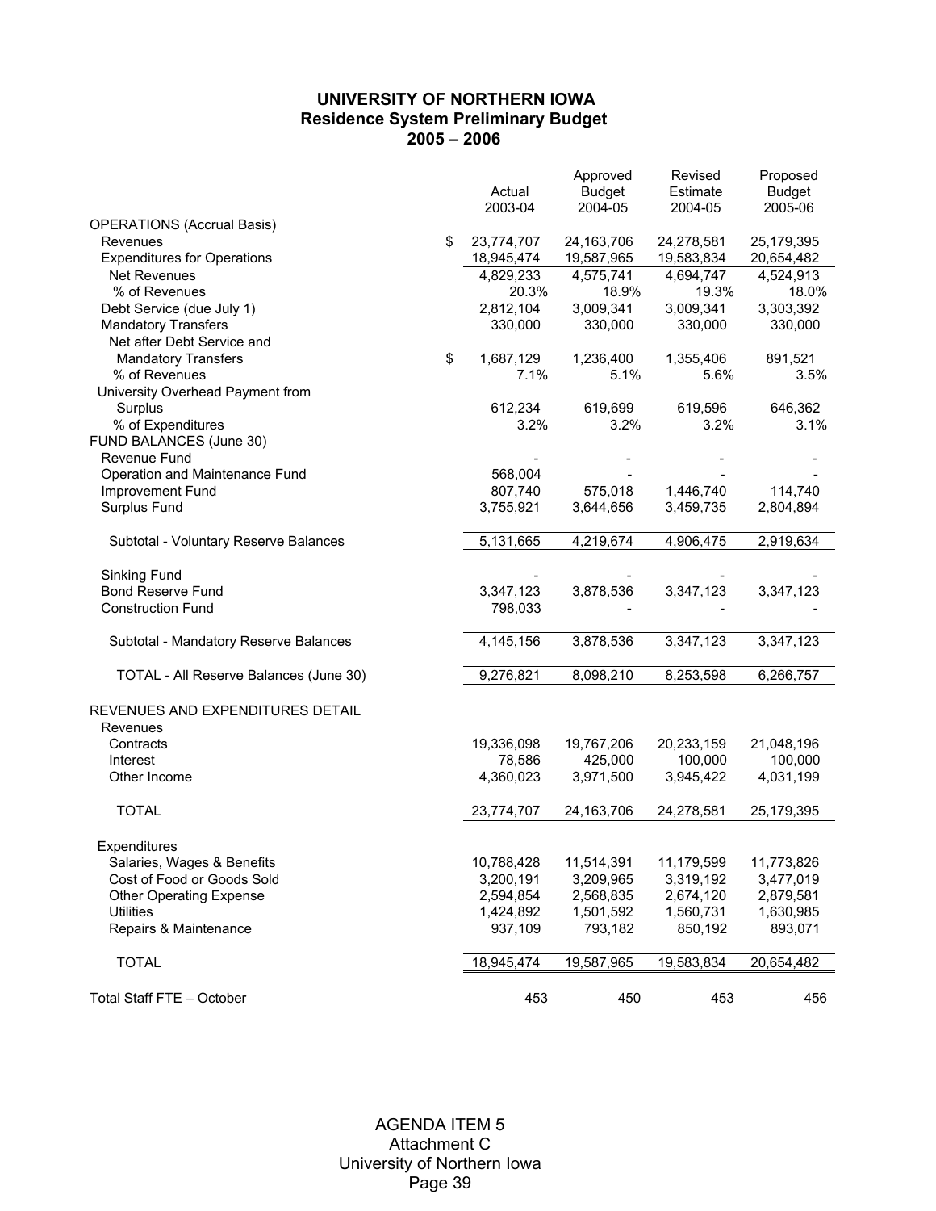**UNIVERSITY OF NORTHERN IOWA**
**Residence System Preliminary Budget**
**2005 – 2006**

| | Actual 2003-04 | Approved Budget 2004-05 | Revised Estimate 2004-05 | Proposed Budget 2005-06 |
|---|---|---|---|---|
| OPERATIONS (Accrual Basis) | | | | |
| Revenues | $ 23,774,707 | 24,163,706 | 24,278,581 | 25,179,395 |
| Expenditures for Operations | 18,945,474 | 19,587,965 | 19,583,834 | 20,654,482 |
| Net Revenues | 4,829,233 | 4,575,741 | 4,694,747 | 4,524,913 |
| % of Revenues | 20.3% | 18.9% | 19.3% | 18.0% |
| Debt Service (due July 1) | 2,812,104 | 3,009,341 | 3,009,341 | 3,303,392 |
| Mandatory Transfers | 330,000 | 330,000 | 330,000 | 330,000 |
| Net after Debt Service and Mandatory Transfers | $ 1,687,129 | 1,236,400 | 1,355,406 | 891,521 |
| % of Revenues | 7.1% | 5.1% | 5.6% | 3.5% |
| University Overhead Payment from Surplus | 612,234 | 619,699 | 619,596 | 646,362 |
| % of Expenditures | 3.2% | 3.2% | 3.2% | 3.1% |
| FUND BALANCES (June 30) | | | | |
| Revenue Fund | - | - | - | - |
| Operation and Maintenance Fund | 568,004 | - | - | - |
| Improvement Fund | 807,740 | 575,018 | 1,446,740 | 114,740 |
| Surplus Fund | 3,755,921 | 3,644,656 | 3,459,735 | 2,804,894 |
| Subtotal - Voluntary Reserve Balances | 5,131,665 | 4,219,674 | 4,906,475 | 2,919,634 |
| Sinking Fund | - | - | - | - |
| Bond Reserve Fund | 3,347,123 | 3,878,536 | 3,347,123 | 3,347,123 |
| Construction Fund | 798,033 | - | - | - |
| Subtotal - Mandatory Reserve Balances | 4,145,156 | 3,878,536 | 3,347,123 | 3,347,123 |
| TOTAL - All Reserve Balances (June 30) | 9,276,821 | 8,098,210 | 8,253,598 | 6,266,757 |
| REVENUES AND EXPENDITURES DETAIL | | | | |
| Revenues | | | | |
| Contracts | 19,336,098 | 19,767,206 | 20,233,159 | 21,048,196 |
| Interest | 78,586 | 425,000 | 100,000 | 100,000 |
| Other Income | 4,360,023 | 3,971,500 | 3,945,422 | 4,031,199 |
| TOTAL | 23,774,707 | 24,163,706 | 24,278,581 | 25,179,395 |
| Expenditures | | | | |
| Salaries, Wages & Benefits | 10,788,428 | 11,514,391 | 11,179,599 | 11,773,826 |
| Cost of Food or Goods Sold | 3,200,191 | 3,209,965 | 3,319,192 | 3,477,019 |
| Other Operating Expense | 2,594,854 | 2,568,835 | 2,674,120 | 2,879,581 |
| Utilities | 1,424,892 | 1,501,592 | 1,560,731 | 1,630,985 |
| Repairs & Maintenance | 937,109 | 793,182 | 850,192 | 893,071 |
| TOTAL | 18,945,474 | 19,587,965 | 19,583,834 | 20,654,482 |
| Total Staff FTE – October | 453 | 450 | 453 | 456 |

AGENDA ITEM 5
Attachment C
University of Northern Iowa